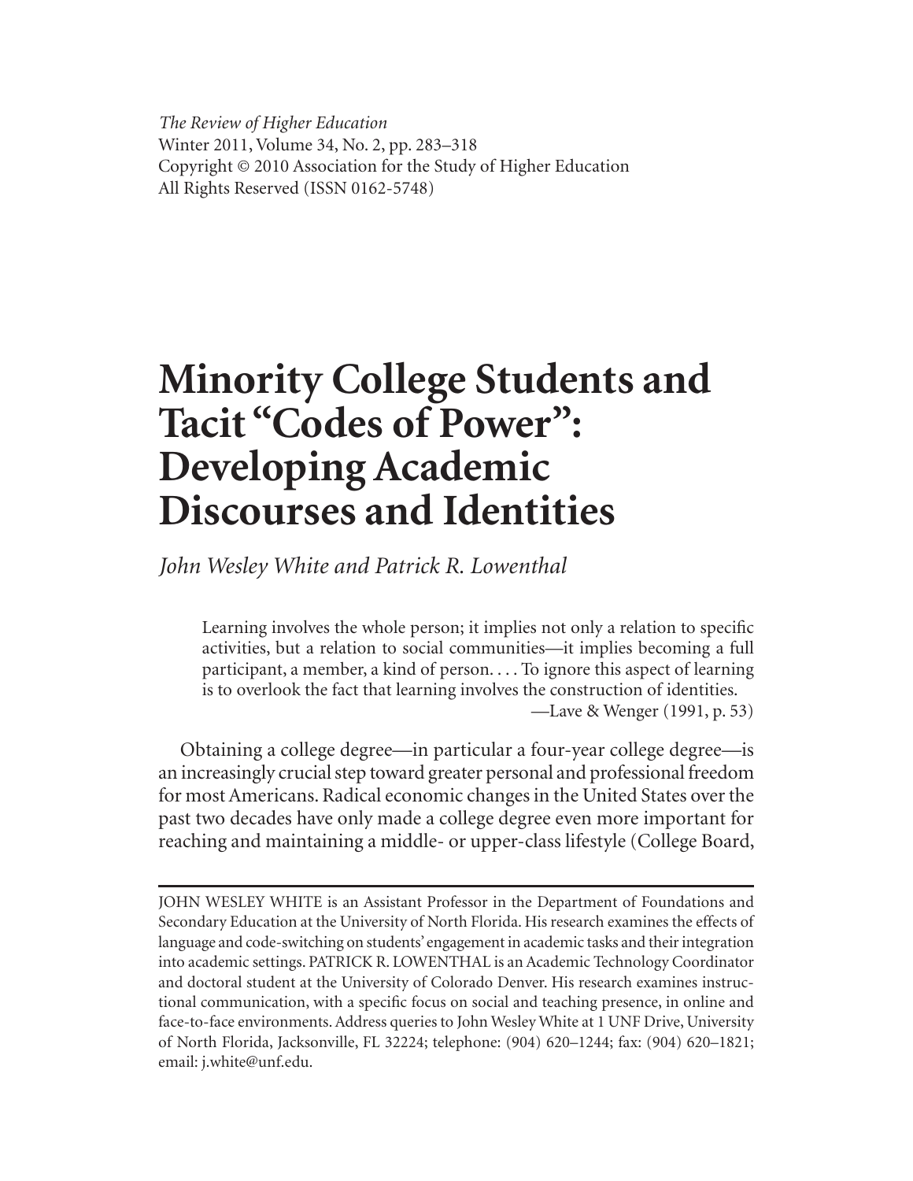*The Review of Higher Education*
Winter 2011, Volume 34, No. 2, pp. 283–318
Copyright © 2010 Association for the Study of Higher Education
All Rights Reserved (ISSN 0162-5748)

# Minority College Students and Tacit "Codes of Power": Developing Academic Discourses and Identities

*John Wesley White and Patrick R. Lowenthal*

> Learning involves the whole person; it implies not only a relation to specific activities, but a relation to social communities—it implies becoming a full participant, a member, a kind of person. . . . To ignore this aspect of learning is to overlook the fact that learning involves the construction of identities.
>
> —Lave & Wenger (1991, p. 53)

Obtaining a college degree—in particular a four-year college degree—is an increasingly crucial step toward greater personal and professional freedom for most Americans. Radical economic changes in the United States over the past two decades have only made a college degree even more important for reaching and maintaining a middle- or upper-class lifestyle (College Board,

---

JOHN WESLEY WHITE is an Assistant Professor in the Department of Foundations and Secondary Education at the University of North Florida. His research examines the effects of language and code-switching on students' engagement in academic tasks and their integration into academic settings. PATRICK R. LOWENTHAL is an Academic Technology Coordinator and doctoral student at the University of Colorado Denver. His research examines instructional communication, with a specific focus on social and teaching presence, in online and face-to-face environments. Address queries to John Wesley White at 1 UNF Drive, University of North Florida, Jacksonville, FL 32224; telephone: (904) 620–1244; fax: (904) 620–1821; email: j.white@unf.edu.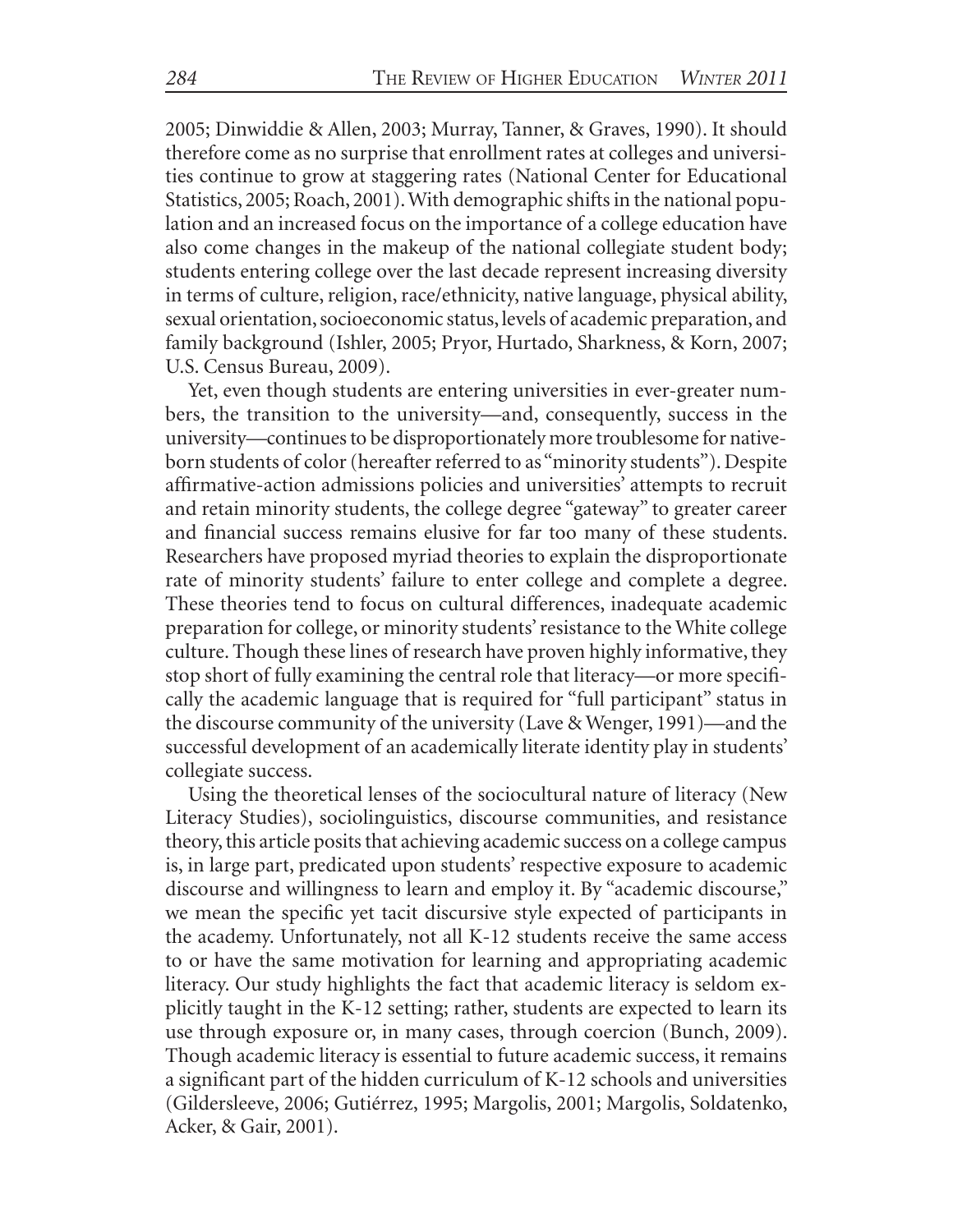2005; Dinwiddie & Allen, 2003; Murray, Tanner, & Graves, 1990). It should therefore come as no surprise that enrollment rates at colleges and universities continue to grow at staggering rates (National Center for Educational Statistics, 2005; Roach, 2001). With demographic shifts in the national population and an increased focus on the importance of a college education have also come changes in the makeup of the national collegiate student body; students entering college over the last decade represent increasing diversity in terms of culture, religion, race/ethnicity, native language, physical ability, sexual orientation, socioeconomic status, levels of academic preparation, and family background (Ishler, 2005; Pryor, Hurtado, Sharkness, & Korn, 2007; U.S. Census Bureau, 2009).

Yet, even though students are entering universities in ever-greater numbers, the transition to the university—and, consequently, success in the university—continues to be disproportionately more troublesome for native-born students of color (hereafter referred to as "minority students"). Despite affirmative-action admissions policies and universities' attempts to recruit and retain minority students, the college degree "gateway" to greater career and financial success remains elusive for far too many of these students. Researchers have proposed myriad theories to explain the disproportionate rate of minority students' failure to enter college and complete a degree. These theories tend to focus on cultural differences, inadequate academic preparation for college, or minority students' resistance to the White college culture. Though these lines of research have proven highly informative, they stop short of fully examining the central role that literacy—or more specifically the academic language that is required for "full participant" status in the discourse community of the university (Lave & Wenger, 1991)—and the successful development of an academically literate identity play in students' collegiate success.

Using the theoretical lenses of the sociocultural nature of literacy (New Literacy Studies), sociolinguistics, discourse communities, and resistance theory, this article posits that achieving academic success on a college campus is, in large part, predicated upon students' respective exposure to academic discourse and willingness to learn and employ it. By "academic discourse," we mean the specific yet tacit discursive style expected of participants in the academy. Unfortunately, not all K-12 students receive the same access to or have the same motivation for learning and appropriating academic literacy. Our study highlights the fact that academic literacy is seldom explicitly taught in the K-12 setting; rather, students are expected to learn its use through exposure or, in many cases, through coercion (Bunch, 2009). Though academic literacy is essential to future academic success, it remains a significant part of the hidden curriculum of K-12 schools and universities (Gildersleeve, 2006; Gutiérrez, 1995; Margolis, 2001; Margolis, Soldatenko, Acker, & Gair, 2001).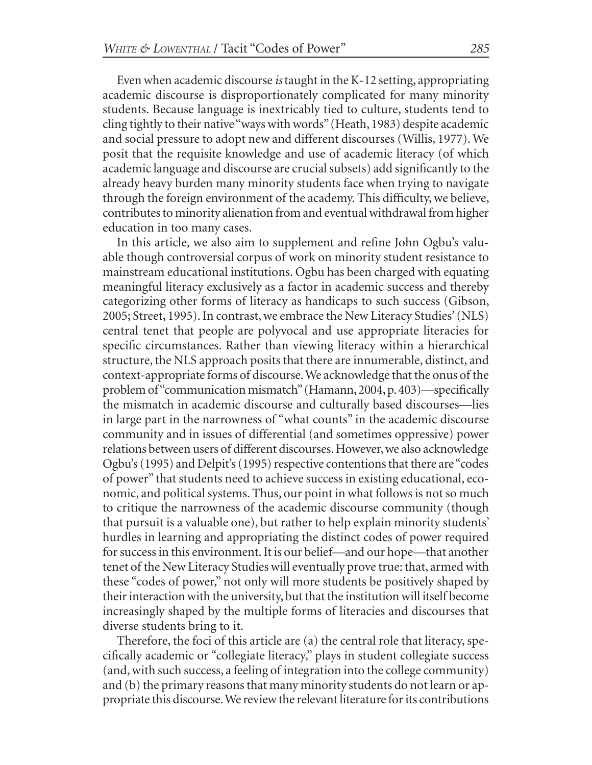Even when academic discourse *is* taught in the K-12 setting, appropriating academic discourse is disproportionately complicated for many minority students. Because language is inextricably tied to culture, students tend to cling tightly to their native "ways with words" (Heath, 1983) despite academic and social pressure to adopt new and different discourses (Willis, 1977). We posit that the requisite knowledge and use of academic literacy (of which academic language and discourse are crucial subsets) add significantly to the already heavy burden many minority students face when trying to navigate through the foreign environment of the academy. This difficulty, we believe, contributes to minority alienation from and eventual withdrawal from higher education in too many cases.

In this article, we also aim to supplement and refine John Ogbu's valuable though controversial corpus of work on minority student resistance to mainstream educational institutions. Ogbu has been charged with equating meaningful literacy exclusively as a factor in academic success and thereby categorizing other forms of literacy as handicaps to such success (Gibson, 2005; Street, 1995). In contrast, we embrace the New Literacy Studies' (NLS) central tenet that people are polyvocal and use appropriate literacies for specific circumstances. Rather than viewing literacy within a hierarchical structure, the NLS approach posits that there are innumerable, distinct, and context-appropriate forms of discourse. We acknowledge that the onus of the problem of "communication mismatch" (Hamann, 2004, p. 403)—specifically the mismatch in academic discourse and culturally based discourses—lies in large part in the narrowness of "what counts" in the academic discourse community and in issues of differential (and sometimes oppressive) power relations between users of different discourses. However, we also acknowledge Ogbu's (1995) and Delpit's (1995) respective contentions that there are "codes of power" that students need to achieve success in existing educational, economic, and political systems. Thus, our point in what follows is not so much to critique the narrowness of the academic discourse community (though that pursuit is a valuable one), but rather to help explain minority students' hurdles in learning and appropriating the distinct codes of power required for success in this environment. It is our belief—and our hope—that another tenet of the New Literacy Studies will eventually prove true: that, armed with these "codes of power," not only will more students be positively shaped by their interaction with the university, but that the institution will itself become increasingly shaped by the multiple forms of literacies and discourses that diverse students bring to it.

Therefore, the foci of this article are (a) the central role that literacy, specifically academic or "collegiate literacy," plays in student collegiate success (and, with such success, a feeling of integration into the college community) and (b) the primary reasons that many minority students do not learn or appropriate this discourse. We review the relevant literature for its contributions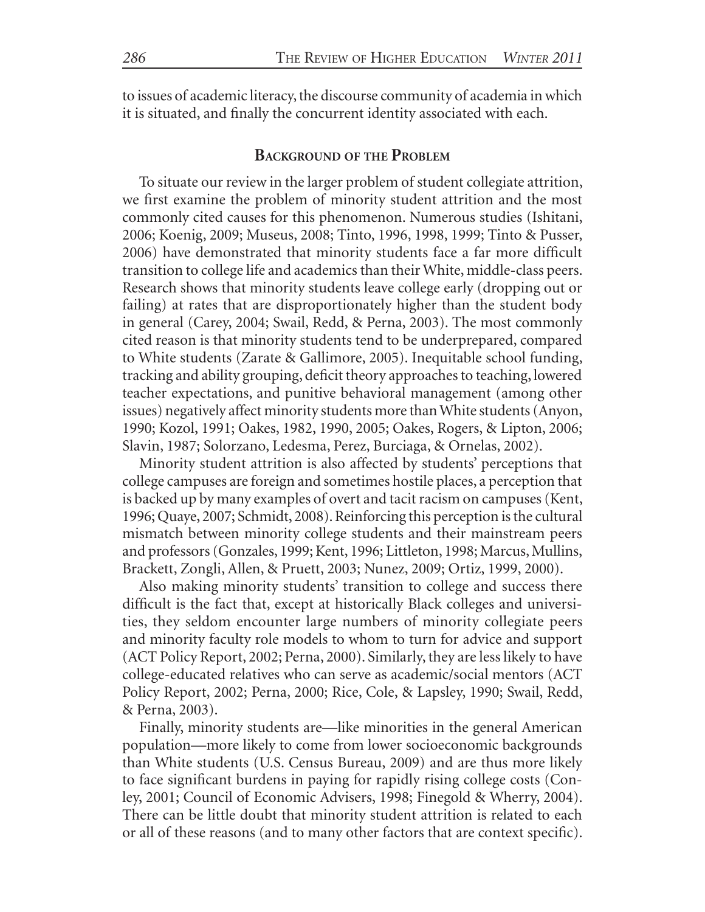to issues of academic literacy, the discourse community of academia in which it is situated, and finally the concurrent identity associated with each.

## Background of the Problem

To situate our review in the larger problem of student collegiate attrition, we first examine the problem of minority student attrition and the most commonly cited causes for this phenomenon. Numerous studies (Ishitani, 2006; Koenig, 2009; Museus, 2008; Tinto, 1996, 1998, 1999; Tinto & Pusser, 2006) have demonstrated that minority students face a far more difficult transition to college life and academics than their White, middle-class peers. Research shows that minority students leave college early (dropping out or failing) at rates that are disproportionately higher than the student body in general (Carey, 2004; Swail, Redd, & Perna, 2003). The most commonly cited reason is that minority students tend to be underprepared, compared to White students (Zarate & Gallimore, 2005). Inequitable school funding, tracking and ability grouping, deficit theory approaches to teaching, lowered teacher expectations, and punitive behavioral management (among other issues) negatively affect minority students more than White students (Anyon, 1990; Kozol, 1991; Oakes, 1982, 1990, 2005; Oakes, Rogers, & Lipton, 2006; Slavin, 1987; Solorzano, Ledesma, Perez, Burciaga, & Ornelas, 2002).

Minority student attrition is also affected by students' perceptions that college campuses are foreign and sometimes hostile places, a perception that is backed up by many examples of overt and tacit racism on campuses (Kent, 1996; Quaye, 2007; Schmidt, 2008). Reinforcing this perception is the cultural mismatch between minority college students and their mainstream peers and professors (Gonzales, 1999; Kent, 1996; Littleton, 1998; Marcus, Mullins, Brackett, Zongli, Allen, & Pruett, 2003; Nunez, 2009; Ortiz, 1999, 2000).

Also making minority students' transition to college and success there difficult is the fact that, except at historically Black colleges and universities, they seldom encounter large numbers of minority collegiate peers and minority faculty role models to whom to turn for advice and support (ACT Policy Report, 2002; Perna, 2000). Similarly, they are less likely to have college-educated relatives who can serve as academic/social mentors (ACT Policy Report, 2002; Perna, 2000; Rice, Cole, & Lapsley, 1990; Swail, Redd, & Perna, 2003).

Finally, minority students are—like minorities in the general American population—more likely to come from lower socioeconomic backgrounds than White students (U.S. Census Bureau, 2009) and are thus more likely to face significant burdens in paying for rapidly rising college costs (Conley, 2001; Council of Economic Advisers, 1998; Finegold & Wherry, 2004). There can be little doubt that minority student attrition is related to each or all of these reasons (and to many other factors that are context specific).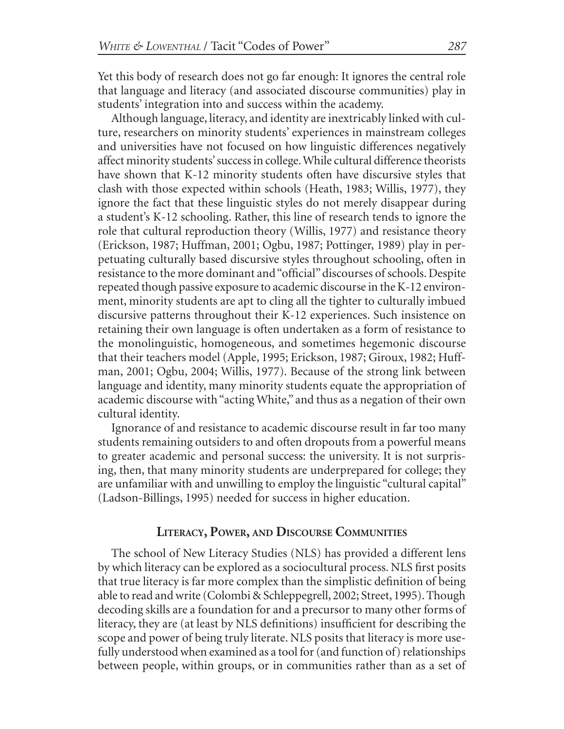Yet this body of research does not go far enough: It ignores the central role that language and literacy (and associated discourse communities) play in students' integration into and success within the academy.

Although language, literacy, and identity are inextricably linked with culture, researchers on minority students' experiences in mainstream colleges and universities have not focused on how linguistic differences negatively affect minority students' success in college. While cultural difference theorists have shown that K-12 minority students often have discursive styles that clash with those expected within schools (Heath, 1983; Willis, 1977), they ignore the fact that these linguistic styles do not merely disappear during a student's K-12 schooling. Rather, this line of research tends to ignore the role that cultural reproduction theory (Willis, 1977) and resistance theory (Erickson, 1987; Huffman, 2001; Ogbu, 1987; Pottinger, 1989) play in perpetuating culturally based discursive styles throughout schooling, often in resistance to the more dominant and "official" discourses of schools. Despite repeated though passive exposure to academic discourse in the K-12 environment, minority students are apt to cling all the tighter to culturally imbued discursive patterns throughout their K-12 experiences. Such insistence on retaining their own language is often undertaken as a form of resistance to the monolinguistic, homogeneous, and sometimes hegemonic discourse that their teachers model (Apple, 1995; Erickson, 1987; Giroux, 1982; Huffman, 2001; Ogbu, 2004; Willis, 1977). Because of the strong link between language and identity, many minority students equate the appropriation of academic discourse with "acting White," and thus as a negation of their own cultural identity.

Ignorance of and resistance to academic discourse result in far too many students remaining outsiders to and often dropouts from a powerful means to greater academic and personal success: the university. It is not surprising, then, that many minority students are underprepared for college; they are unfamiliar with and unwilling to employ the linguistic "cultural capital" (Ladson-Billings, 1995) needed for success in higher education.

## Literacy, Power, and Discourse Communities

The school of New Literacy Studies (NLS) has provided a different lens by which literacy can be explored as a sociocultural process. NLS first posits that true literacy is far more complex than the simplistic definition of being able to read and write (Colombi & Schleppegrell, 2002; Street, 1995). Though decoding skills are a foundation for and a precursor to many other forms of literacy, they are (at least by NLS definitions) insufficient for describing the scope and power of being truly literate. NLS posits that literacy is more usefully understood when examined as a tool for (and function of) relationships between people, within groups, or in communities rather than as a set of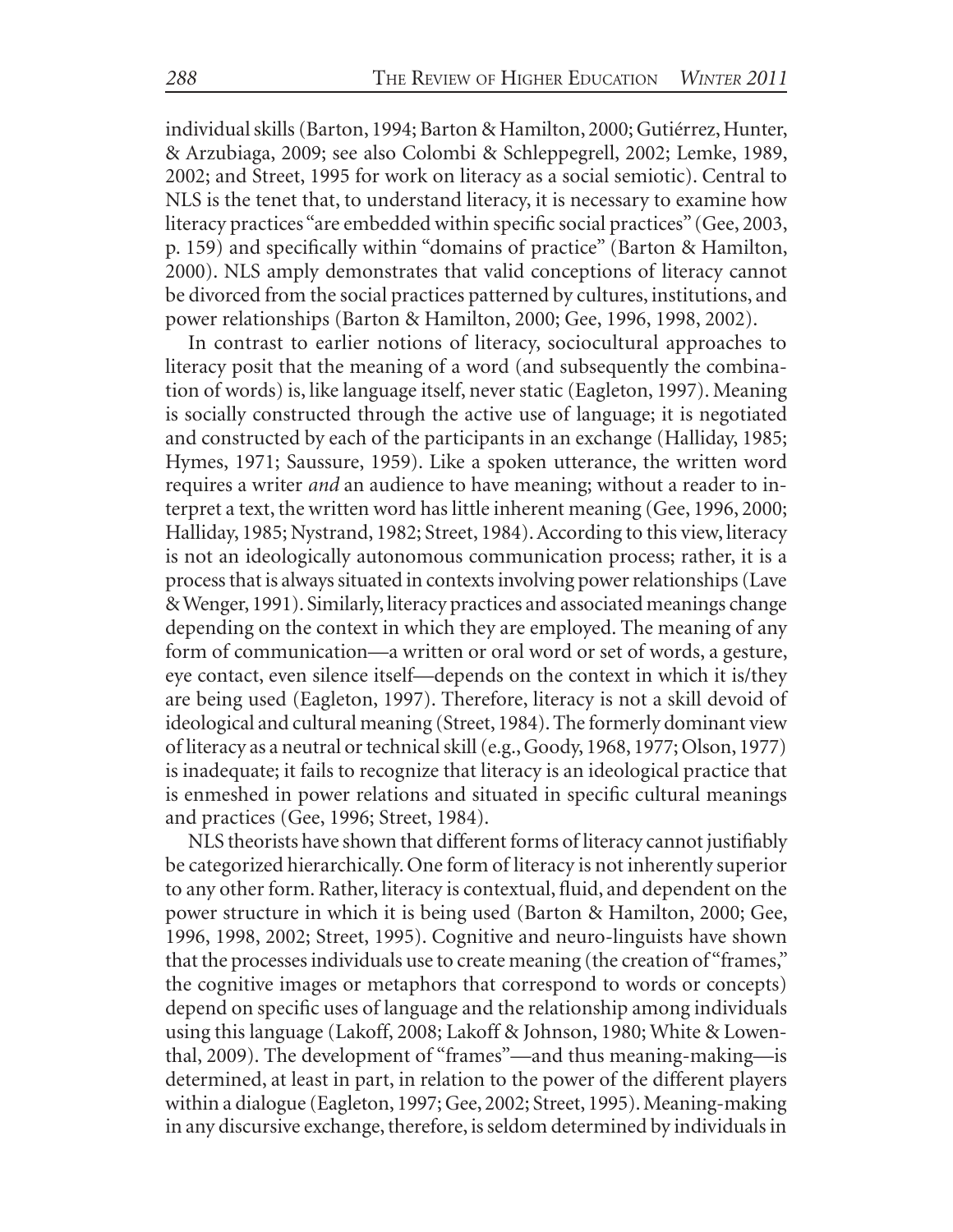individual skills (Barton, 1994; Barton & Hamilton, 2000; Gutiérrez, Hunter, & Arzubiaga, 2009; see also Colombi & Schleppegrell, 2002; Lemke, 1989, 2002; and Street, 1995 for work on literacy as a social semiotic). Central to NLS is the tenet that, to understand literacy, it is necessary to examine how literacy practices "are embedded within specific social practices" (Gee, 2003, p. 159) and specifically within "domains of practice" (Barton & Hamilton, 2000). NLS amply demonstrates that valid conceptions of literacy cannot be divorced from the social practices patterned by cultures, institutions, and power relationships (Barton & Hamilton, 2000; Gee, 1996, 1998, 2002).

In contrast to earlier notions of literacy, sociocultural approaches to literacy posit that the meaning of a word (and subsequently the combination of words) is, like language itself, never static (Eagleton, 1997). Meaning is socially constructed through the active use of language; it is negotiated and constructed by each of the participants in an exchange (Halliday, 1985; Hymes, 1971; Saussure, 1959). Like a spoken utterance, the written word requires a writer *and* an audience to have meaning; without a reader to interpret a text, the written word has little inherent meaning (Gee, 1996, 2000; Halliday, 1985; Nystrand, 1982; Street, 1984). According to this view, literacy is not an ideologically autonomous communication process; rather, it is a process that is always situated in contexts involving power relationships (Lave & Wenger, 1991). Similarly, literacy practices and associated meanings change depending on the context in which they are employed. The meaning of any form of communication—a written or oral word or set of words, a gesture, eye contact, even silence itself—depends on the context in which it is/they are being used (Eagleton, 1997). Therefore, literacy is not a skill devoid of ideological and cultural meaning (Street, 1984). The formerly dominant view of literacy as a neutral or technical skill (e.g., Goody, 1968, 1977; Olson, 1977) is inadequate; it fails to recognize that literacy is an ideological practice that is enmeshed in power relations and situated in specific cultural meanings and practices (Gee, 1996; Street, 1984).

NLS theorists have shown that different forms of literacy cannot justifiably be categorized hierarchically. One form of literacy is not inherently superior to any other form. Rather, literacy is contextual, fluid, and dependent on the power structure in which it is being used (Barton & Hamilton, 2000; Gee, 1996, 1998, 2002; Street, 1995). Cognitive and neuro-linguists have shown that the processes individuals use to create meaning (the creation of "frames," the cognitive images or metaphors that correspond to words or concepts) depend on specific uses of language and the relationship among individuals using this language (Lakoff, 2008; Lakoff & Johnson, 1980; White & Lowenthal, 2009). The development of "frames"—and thus meaning-making—is determined, at least in part, in relation to the power of the different players within a dialogue (Eagleton, 1997; Gee, 2002; Street, 1995). Meaning-making in any discursive exchange, therefore, is seldom determined by individuals in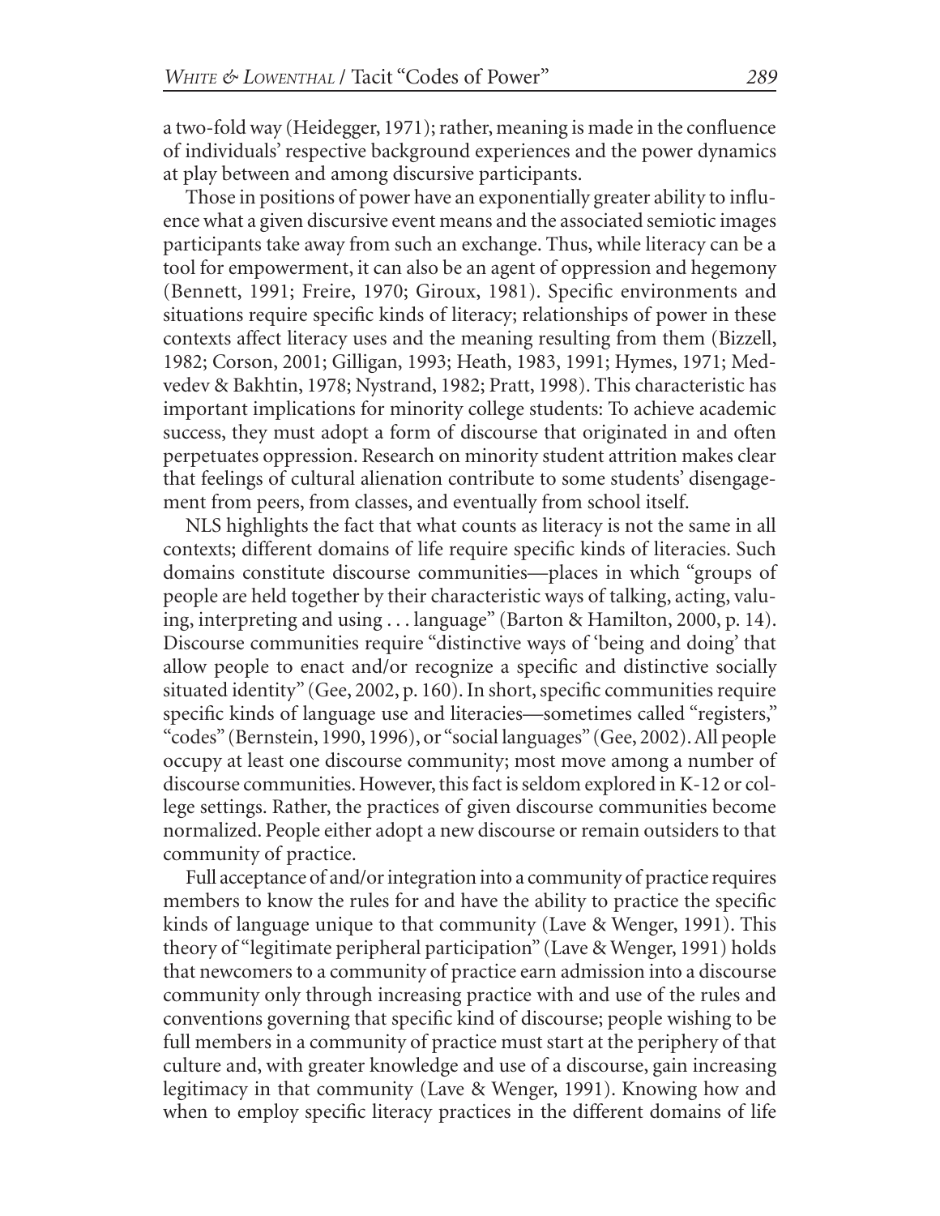a two-fold way (Heidegger, 1971); rather, meaning is made in the confluence of individuals' respective background experiences and the power dynamics at play between and among discursive participants.

Those in positions of power have an exponentially greater ability to influence what a given discursive event means and the associated semiotic images participants take away from such an exchange. Thus, while literacy can be a tool for empowerment, it can also be an agent of oppression and hegemony (Bennett, 1991; Freire, 1970; Giroux, 1981). Specific environments and situations require specific kinds of literacy; relationships of power in these contexts affect literacy uses and the meaning resulting from them (Bizzell, 1982; Corson, 2001; Gilligan, 1993; Heath, 1983, 1991; Hymes, 1971; Medvedev & Bakhtin, 1978; Nystrand, 1982; Pratt, 1998). This characteristic has important implications for minority college students: To achieve academic success, they must adopt a form of discourse that originated in and often perpetuates oppression. Research on minority student attrition makes clear that feelings of cultural alienation contribute to some students' disengagement from peers, from classes, and eventually from school itself.

NLS highlights the fact that what counts as literacy is not the same in all contexts; different domains of life require specific kinds of literacies. Such domains constitute discourse communities—places in which "groups of people are held together by their characteristic ways of talking, acting, valuing, interpreting and using . . . language" (Barton & Hamilton, 2000, p. 14). Discourse communities require "distinctive ways of 'being and doing' that allow people to enact and/or recognize a specific and distinctive socially situated identity" (Gee, 2002, p. 160). In short, specific communities require specific kinds of language use and literacies—sometimes called "registers," "codes" (Bernstein, 1990, 1996), or "social languages" (Gee, 2002). All people occupy at least one discourse community; most move among a number of discourse communities. However, this fact is seldom explored in K-12 or college settings. Rather, the practices of given discourse communities become normalized. People either adopt a new discourse or remain outsiders to that community of practice.

Full acceptance of and/or integration into a community of practice requires members to know the rules for and have the ability to practice the specific kinds of language unique to that community (Lave & Wenger, 1991). This theory of "legitimate peripheral participation" (Lave & Wenger, 1991) holds that newcomers to a community of practice earn admission into a discourse community only through increasing practice with and use of the rules and conventions governing that specific kind of discourse; people wishing to be full members in a community of practice must start at the periphery of that culture and, with greater knowledge and use of a discourse, gain increasing legitimacy in that community (Lave & Wenger, 1991). Knowing how and when to employ specific literacy practices in the different domains of life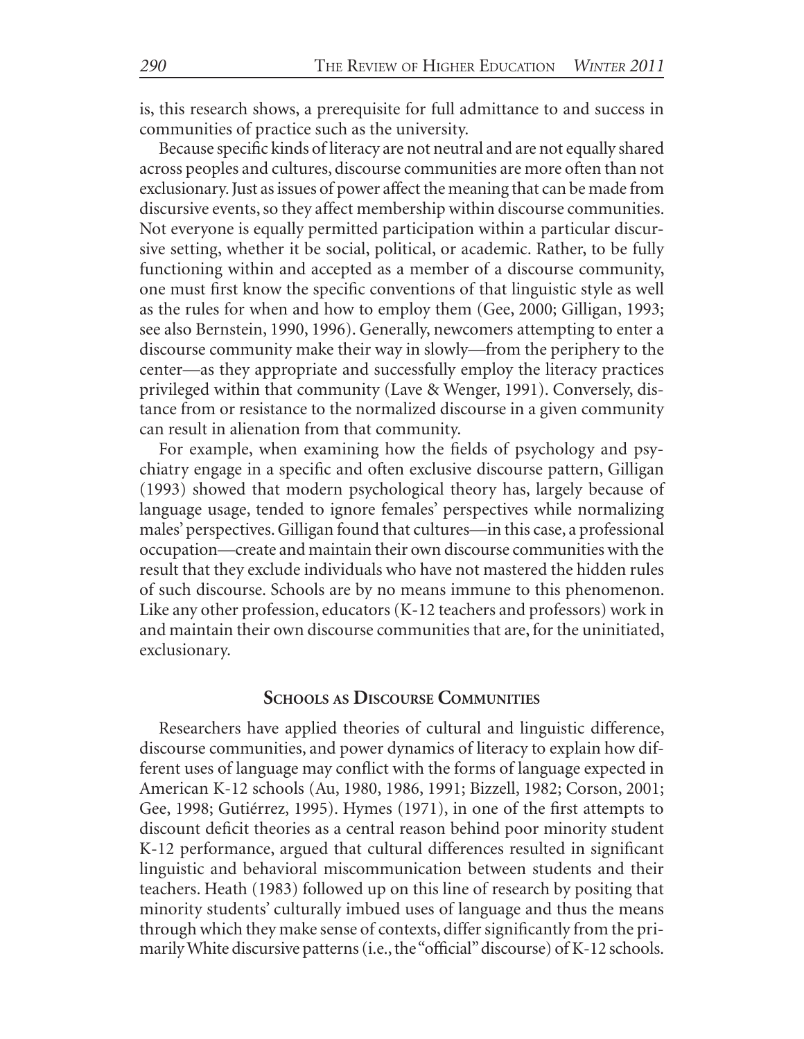is, this research shows, a prerequisite for full admittance to and success in communities of practice such as the university.

Because specific kinds of literacy are not neutral and are not equally shared across peoples and cultures, discourse communities are more often than not exclusionary. Just as issues of power affect the meaning that can be made from discursive events, so they affect membership within discourse communities. Not everyone is equally permitted participation within a particular discursive setting, whether it be social, political, or academic. Rather, to be fully functioning within and accepted as a member of a discourse community, one must first know the specific conventions of that linguistic style as well as the rules for when and how to employ them (Gee, 2000; Gilligan, 1993; see also Bernstein, 1990, 1996). Generally, newcomers attempting to enter a discourse community make their way in slowly—from the periphery to the center—as they appropriate and successfully employ the literacy practices privileged within that community (Lave & Wenger, 1991). Conversely, distance from or resistance to the normalized discourse in a given community can result in alienation from that community.

For example, when examining how the fields of psychology and psychiatry engage in a specific and often exclusive discourse pattern, Gilligan (1993) showed that modern psychological theory has, largely because of language usage, tended to ignore females' perspectives while normalizing males' perspectives. Gilligan found that cultures—in this case, a professional occupation—create and maintain their own discourse communities with the result that they exclude individuals who have not mastered the hidden rules of such discourse. Schools are by no means immune to this phenomenon. Like any other profession, educators (K-12 teachers and professors) work in and maintain their own discourse communities that are, for the uninitiated, exclusionary.

## Schools as Discourse Communities

Researchers have applied theories of cultural and linguistic difference, discourse communities, and power dynamics of literacy to explain how different uses of language may conflict with the forms of language expected in American K-12 schools (Au, 1980, 1986, 1991; Bizzell, 1982; Corson, 2001; Gee, 1998; Gutiérrez, 1995). Hymes (1971), in one of the first attempts to discount deficit theories as a central reason behind poor minority student K-12 performance, argued that cultural differences resulted in significant linguistic and behavioral miscommunication between students and their teachers. Heath (1983) followed up on this line of research by positing that minority students' culturally imbued uses of language and thus the means through which they make sense of contexts, differ significantly from the primarily White discursive patterns (i.e., the "official" discourse) of K-12 schools.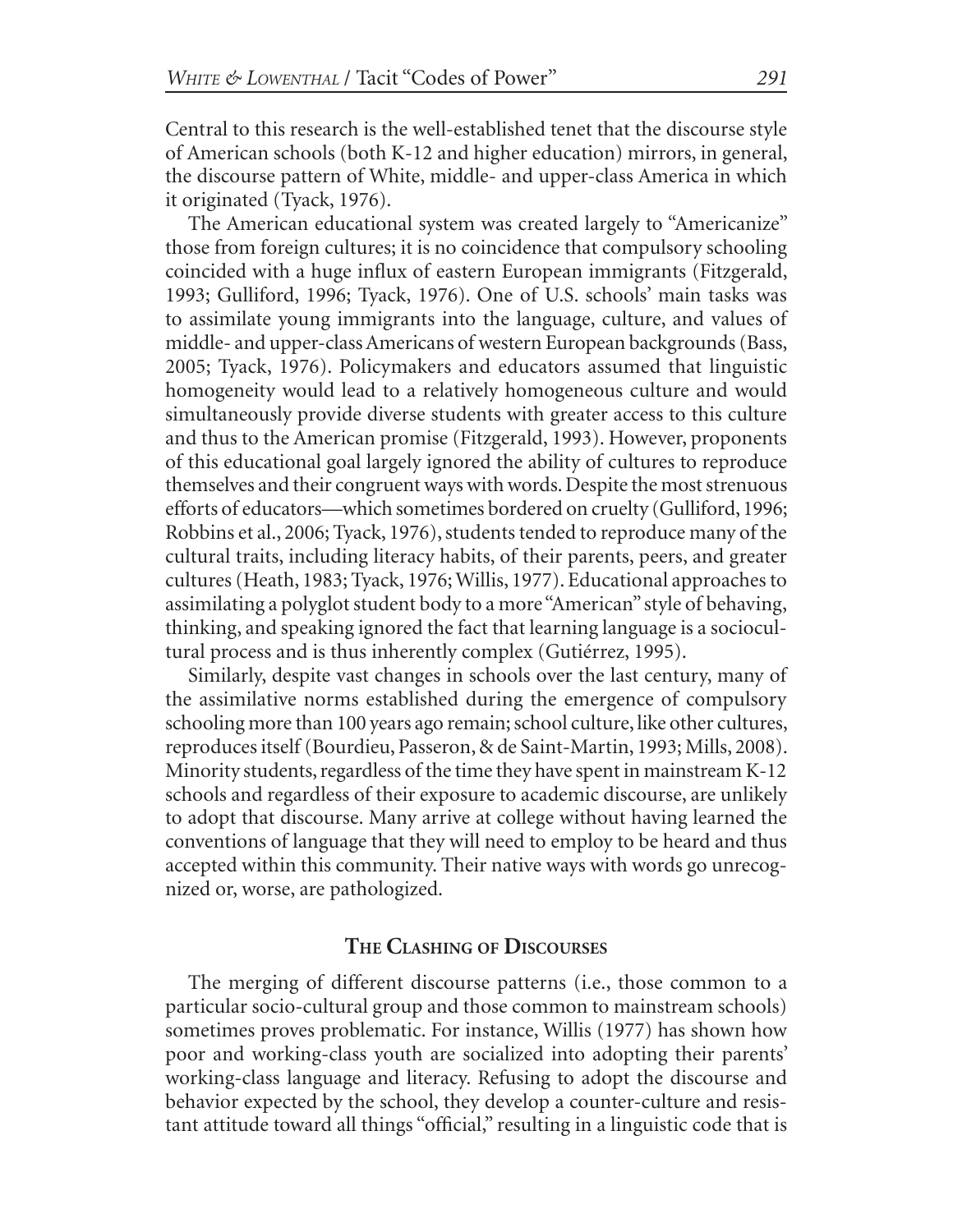Central to this research is the well-established tenet that the discourse style of American schools (both K-12 and higher education) mirrors, in general, the discourse pattern of White, middle- and upper-class America in which it originated (Tyack, 1976).

The American educational system was created largely to "Americanize" those from foreign cultures; it is no coincidence that compulsory schooling coincided with a huge influx of eastern European immigrants (Fitzgerald, 1993; Gulliford, 1996; Tyack, 1976). One of U.S. schools' main tasks was to assimilate young immigrants into the language, culture, and values of middle- and upper-class Americans of western European backgrounds (Bass, 2005; Tyack, 1976). Policymakers and educators assumed that linguistic homogeneity would lead to a relatively homogeneous culture and would simultaneously provide diverse students with greater access to this culture and thus to the American promise (Fitzgerald, 1993). However, proponents of this educational goal largely ignored the ability of cultures to reproduce themselves and their congruent ways with words. Despite the most strenuous efforts of educators—which sometimes bordered on cruelty (Gulliford, 1996; Robbins et al., 2006; Tyack, 1976), students tended to reproduce many of the cultural traits, including literacy habits, of their parents, peers, and greater cultures (Heath, 1983; Tyack, 1976; Willis, 1977). Educational approaches to assimilating a polyglot student body to a more "American" style of behaving, thinking, and speaking ignored the fact that learning language is a sociocultural process and is thus inherently complex (Gutiérrez, 1995).

Similarly, despite vast changes in schools over the last century, many of the assimilative norms established during the emergence of compulsory schooling more than 100 years ago remain; school culture, like other cultures, reproduces itself (Bourdieu, Passeron, & de Saint-Martin, 1993; Mills, 2008). Minority students, regardless of the time they have spent in mainstream K-12 schools and regardless of their exposure to academic discourse, are unlikely to adopt that discourse. Many arrive at college without having learned the conventions of language that they will need to employ to be heard and thus accepted within this community. Their native ways with words go unrecognized or, worse, are pathologized.

## The Clashing of Discourses

The merging of different discourse patterns (i.e., those common to a particular socio-cultural group and those common to mainstream schools) sometimes proves problematic. For instance, Willis (1977) has shown how poor and working-class youth are socialized into adopting their parents' working-class language and literacy. Refusing to adopt the discourse and behavior expected by the school, they develop a counter-culture and resistant attitude toward all things "official," resulting in a linguistic code that is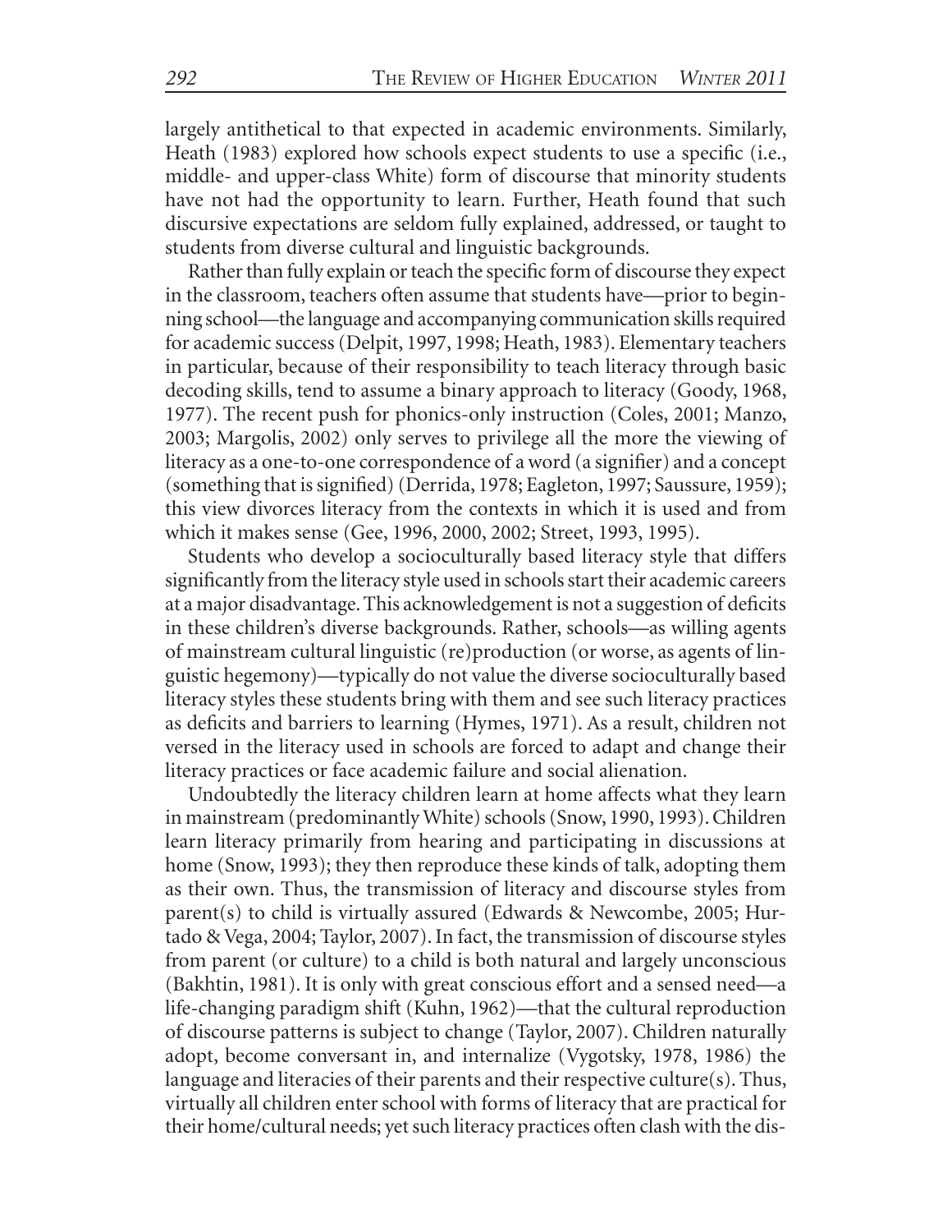largely antithetical to that expected in academic environments. Similarly, Heath (1983) explored how schools expect students to use a specific (i.e., middle- and upper-class White) form of discourse that minority students have not had the opportunity to learn. Further, Heath found that such discursive expectations are seldom fully explained, addressed, or taught to students from diverse cultural and linguistic backgrounds.

Rather than fully explain or teach the specific form of discourse they expect in the classroom, teachers often assume that students have—prior to beginning school—the language and accompanying communication skills required for academic success (Delpit, 1997, 1998; Heath, 1983). Elementary teachers in particular, because of their responsibility to teach literacy through basic decoding skills, tend to assume a binary approach to literacy (Goody, 1968, 1977). The recent push for phonics-only instruction (Coles, 2001; Manzo, 2003; Margolis, 2002) only serves to privilege all the more the viewing of literacy as a one-to-one correspondence of a word (a signifier) and a concept (something that is signified) (Derrida, 1978; Eagleton, 1997; Saussure, 1959); this view divorces literacy from the contexts in which it is used and from which it makes sense (Gee, 1996, 2000, 2002; Street, 1993, 1995).

Students who develop a socioculturally based literacy style that differs significantly from the literacy style used in schools start their academic careers at a major disadvantage. This acknowledgement is not a suggestion of deficits in these children's diverse backgrounds. Rather, schools—as willing agents of mainstream cultural linguistic (re)production (or worse, as agents of linguistic hegemony)—typically do not value the diverse socioculturally based literacy styles these students bring with them and see such literacy practices as deficits and barriers to learning (Hymes, 1971). As a result, children not versed in the literacy used in schools are forced to adapt and change their literacy practices or face academic failure and social alienation.

Undoubtedly the literacy children learn at home affects what they learn in mainstream (predominantly White) schools (Snow, 1990, 1993). Children learn literacy primarily from hearing and participating in discussions at home (Snow, 1993); they then reproduce these kinds of talk, adopting them as their own. Thus, the transmission of literacy and discourse styles from parent(s) to child is virtually assured (Edwards & Newcombe, 2005; Hurtado & Vega, 2004; Taylor, 2007). In fact, the transmission of discourse styles from parent (or culture) to a child is both natural and largely unconscious (Bakhtin, 1981). It is only with great conscious effort and a sensed need—a life-changing paradigm shift (Kuhn, 1962)—that the cultural reproduction of discourse patterns is subject to change (Taylor, 2007). Children naturally adopt, become conversant in, and internalize (Vygotsky, 1978, 1986) the language and literacies of their parents and their respective culture(s). Thus, virtually all children enter school with forms of literacy that are practical for their home/cultural needs; yet such literacy practices often clash with the dis-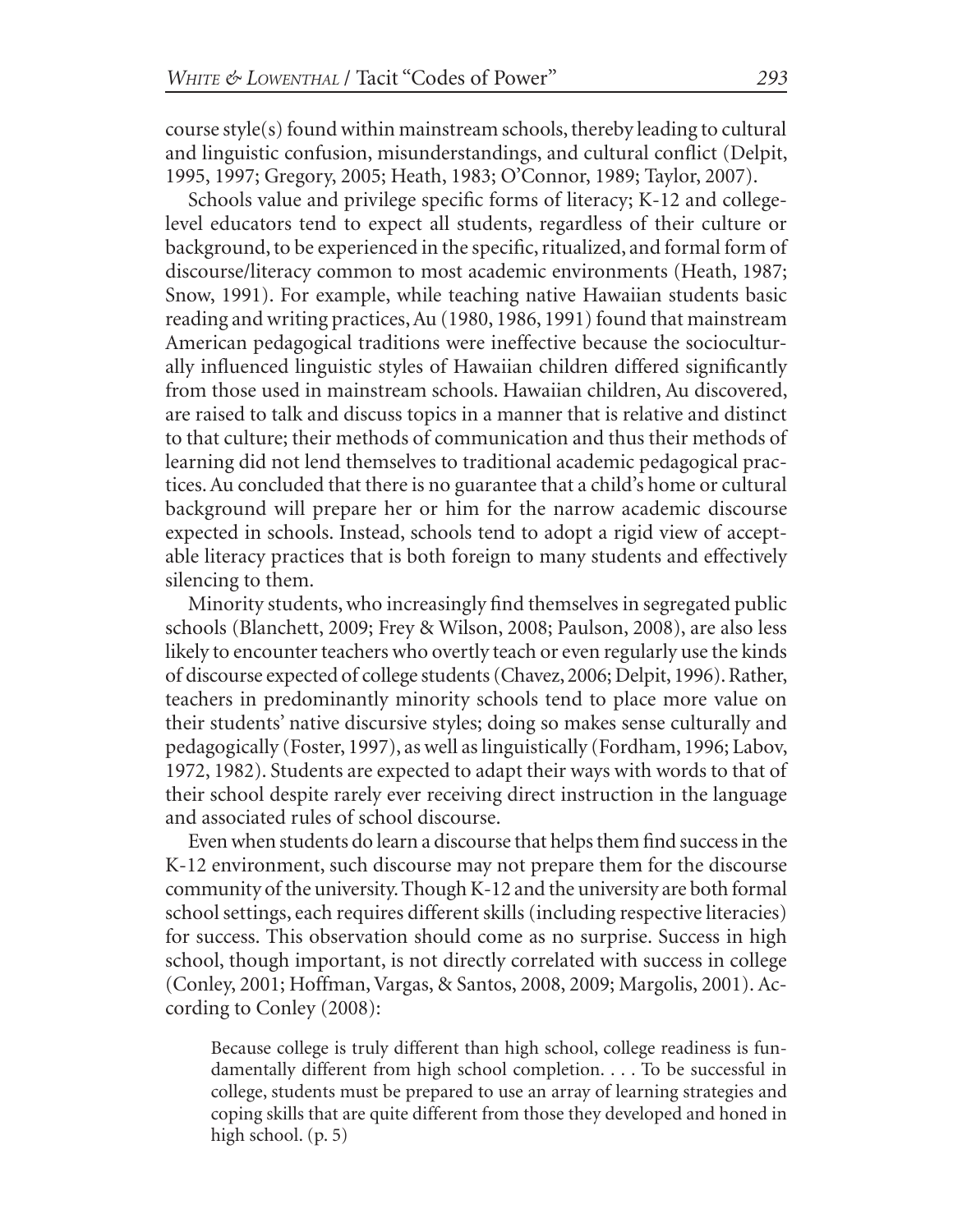course style(s) found within mainstream schools, thereby leading to cultural and linguistic confusion, misunderstandings, and cultural conflict (Delpit, 1995, 1997; Gregory, 2005; Heath, 1983; O'Connor, 1989; Taylor, 2007).

Schools value and privilege specific forms of literacy; K-12 and college-level educators tend to expect all students, regardless of their culture or background, to be experienced in the specific, ritualized, and formal form of discourse/literacy common to most academic environments (Heath, 1987; Snow, 1991). For example, while teaching native Hawaiian students basic reading and writing practices, Au (1980, 1986, 1991) found that mainstream American pedagogical traditions were ineffective because the socioculturally influenced linguistic styles of Hawaiian children differed significantly from those used in mainstream schools. Hawaiian children, Au discovered, are raised to talk and discuss topics in a manner that is relative and distinct to that culture; their methods of communication and thus their methods of learning did not lend themselves to traditional academic pedagogical practices. Au concluded that there is no guarantee that a child's home or cultural background will prepare her or him for the narrow academic discourse expected in schools. Instead, schools tend to adopt a rigid view of acceptable literacy practices that is both foreign to many students and effectively silencing to them.

Minority students, who increasingly find themselves in segregated public schools (Blanchett, 2009; Frey & Wilson, 2008; Paulson, 2008), are also less likely to encounter teachers who overtly teach or even regularly use the kinds of discourse expected of college students (Chavez, 2006; Delpit, 1996). Rather, teachers in predominantly minority schools tend to place more value on their students' native discursive styles; doing so makes sense culturally and pedagogically (Foster, 1997), as well as linguistically (Fordham, 1996; Labov, 1972, 1982). Students are expected to adapt their ways with words to that of their school despite rarely ever receiving direct instruction in the language and associated rules of school discourse.

Even when students do learn a discourse that helps them find success in the K-12 environment, such discourse may not prepare them for the discourse community of the university. Though K-12 and the university are both formal school settings, each requires different skills (including respective literacies) for success. This observation should come as no surprise. Success in high school, though important, is not directly correlated with success in college (Conley, 2001; Hoffman, Vargas, & Santos, 2008, 2009; Margolis, 2001). According to Conley (2008):

> Because college is truly different than high school, college readiness is fundamentally different from high school completion. . . . To be successful in college, students must be prepared to use an array of learning strategies and coping skills that are quite different from those they developed and honed in high school. (p. 5)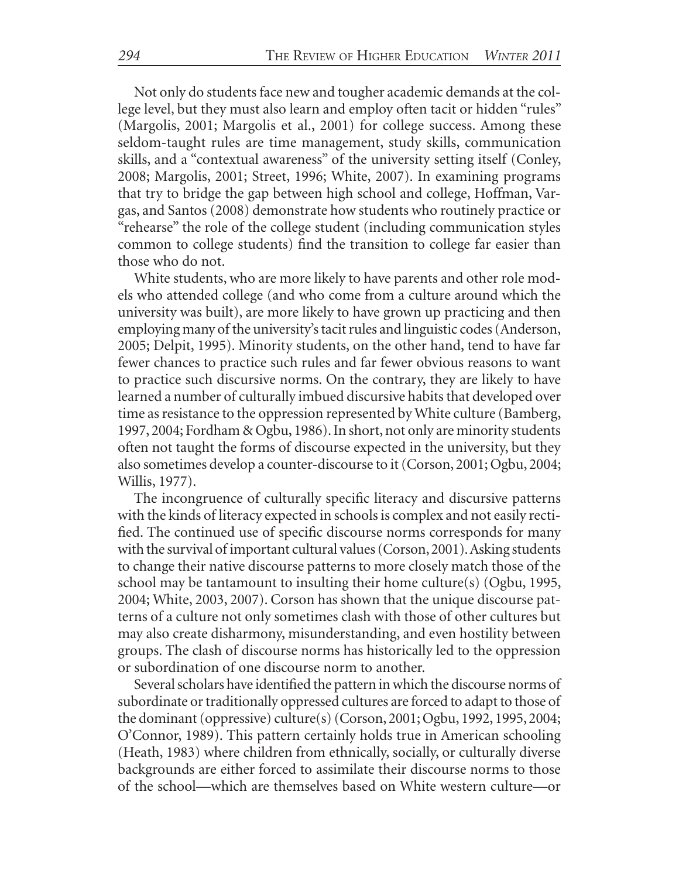Not only do students face new and tougher academic demands at the college level, but they must also learn and employ often tacit or hidden "rules" (Margolis, 2001; Margolis et al., 2001) for college success. Among these seldom-taught rules are time management, study skills, communication skills, and a "contextual awareness" of the university setting itself (Conley, 2008; Margolis, 2001; Street, 1996; White, 2007). In examining programs that try to bridge the gap between high school and college, Hoffman, Vargas, and Santos (2008) demonstrate how students who routinely practice or "rehearse" the role of the college student (including communication styles common to college students) find the transition to college far easier than those who do not.

White students, who are more likely to have parents and other role models who attended college (and who come from a culture around which the university was built), are more likely to have grown up practicing and then employing many of the university's tacit rules and linguistic codes (Anderson, 2005; Delpit, 1995). Minority students, on the other hand, tend to have far fewer chances to practice such rules and far fewer obvious reasons to want to practice such discursive norms. On the contrary, they are likely to have learned a number of culturally imbued discursive habits that developed over time as resistance to the oppression represented by White culture (Bamberg, 1997, 2004; Fordham & Ogbu, 1986). In short, not only are minority students often not taught the forms of discourse expected in the university, but they also sometimes develop a counter-discourse to it (Corson, 2001; Ogbu, 2004; Willis, 1977).

The incongruence of culturally specific literacy and discursive patterns with the kinds of literacy expected in schools is complex and not easily rectified. The continued use of specific discourse norms corresponds for many with the survival of important cultural values (Corson, 2001). Asking students to change their native discourse patterns to more closely match those of the school may be tantamount to insulting their home culture(s) (Ogbu, 1995, 2004; White, 2003, 2007). Corson has shown that the unique discourse patterns of a culture not only sometimes clash with those of other cultures but may also create disharmony, misunderstanding, and even hostility between groups. The clash of discourse norms has historically led to the oppression or subordination of one discourse norm to another.

Several scholars have identified the pattern in which the discourse norms of subordinate or traditionally oppressed cultures are forced to adapt to those of the dominant (oppressive) culture(s) (Corson, 2001; Ogbu, 1992, 1995, 2004; O'Connor, 1989). This pattern certainly holds true in American schooling (Heath, 1983) where children from ethnically, socially, or culturally diverse backgrounds are either forced to assimilate their discourse norms to those of the school—which are themselves based on White western culture—or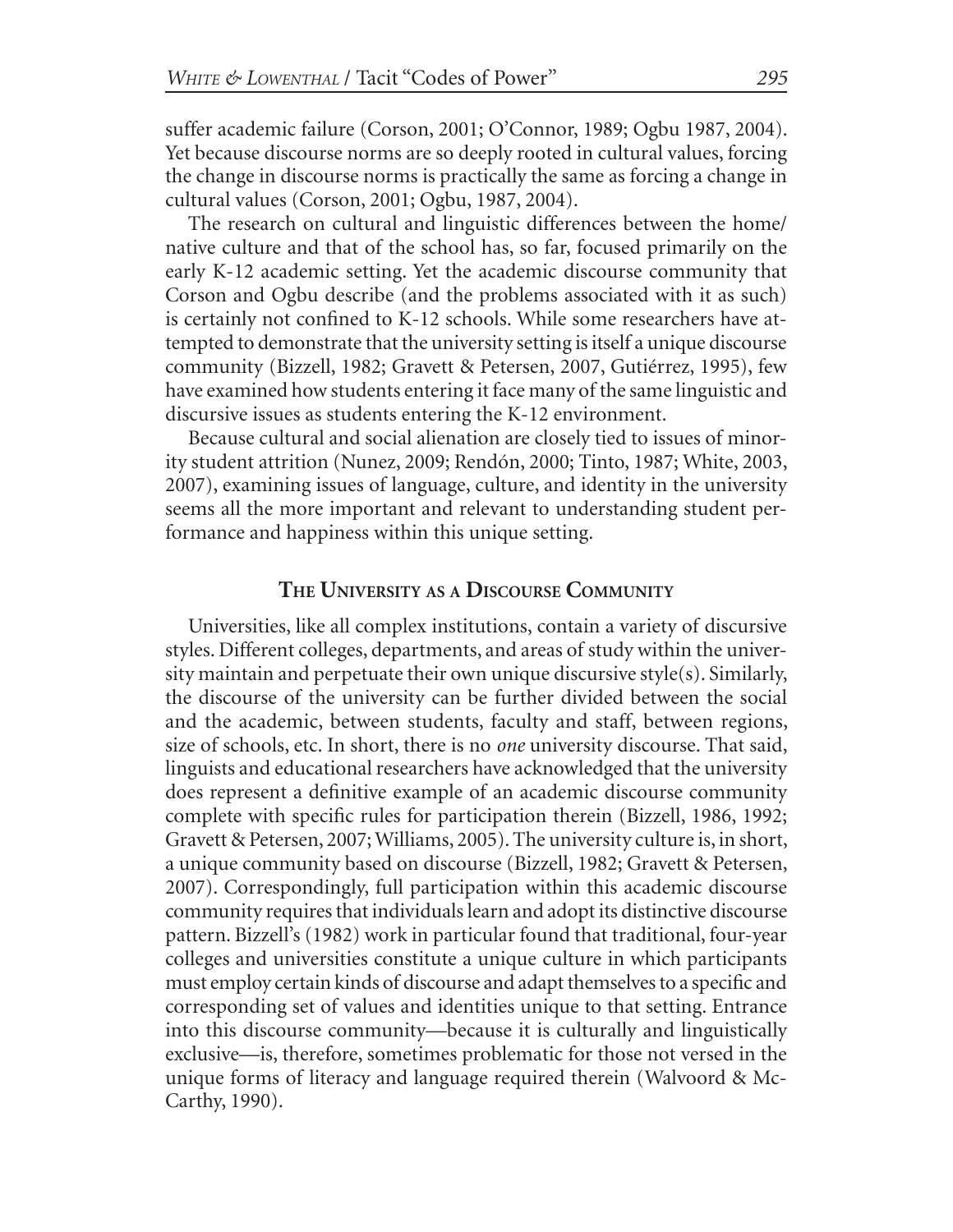suffer academic failure (Corson, 2001; O'Connor, 1989; Ogbu 1987, 2004). Yet because discourse norms are so deeply rooted in cultural values, forcing the change in discourse norms is practically the same as forcing a change in cultural values (Corson, 2001; Ogbu, 1987, 2004).

The research on cultural and linguistic differences between the home/native culture and that of the school has, so far, focused primarily on the early K-12 academic setting. Yet the academic discourse community that Corson and Ogbu describe (and the problems associated with it as such) is certainly not confined to K-12 schools. While some researchers have attempted to demonstrate that the university setting is itself a unique discourse community (Bizzell, 1982; Gravett & Petersen, 2007, Gutiérrez, 1995), few have examined how students entering it face many of the same linguistic and discursive issues as students entering the K-12 environment.

Because cultural and social alienation are closely tied to issues of minority student attrition (Nunez, 2009; Rendón, 2000; Tinto, 1987; White, 2003, 2007), examining issues of language, culture, and identity in the university seems all the more important and relevant to understanding student performance and happiness within this unique setting.

## The University as a Discourse Community

Universities, like all complex institutions, contain a variety of discursive styles. Different colleges, departments, and areas of study within the university maintain and perpetuate their own unique discursive style(s). Similarly, the discourse of the university can be further divided between the social and the academic, between students, faculty and staff, between regions, size of schools, etc. In short, there is no *one* university discourse. That said, linguists and educational researchers have acknowledged that the university does represent a definitive example of an academic discourse community complete with specific rules for participation therein (Bizzell, 1986, 1992; Gravett & Petersen, 2007; Williams, 2005). The university culture is, in short, a unique community based on discourse (Bizzell, 1982; Gravett & Petersen, 2007). Correspondingly, full participation within this academic discourse community requires that individuals learn and adopt its distinctive discourse pattern. Bizzell's (1982) work in particular found that traditional, four-year colleges and universities constitute a unique culture in which participants must employ certain kinds of discourse and adapt themselves to a specific and corresponding set of values and identities unique to that setting. Entrance into this discourse community—because it is culturally and linguistically exclusive—is, therefore, sometimes problematic for those not versed in the unique forms of literacy and language required therein (Walvoord & McCarthy, 1990).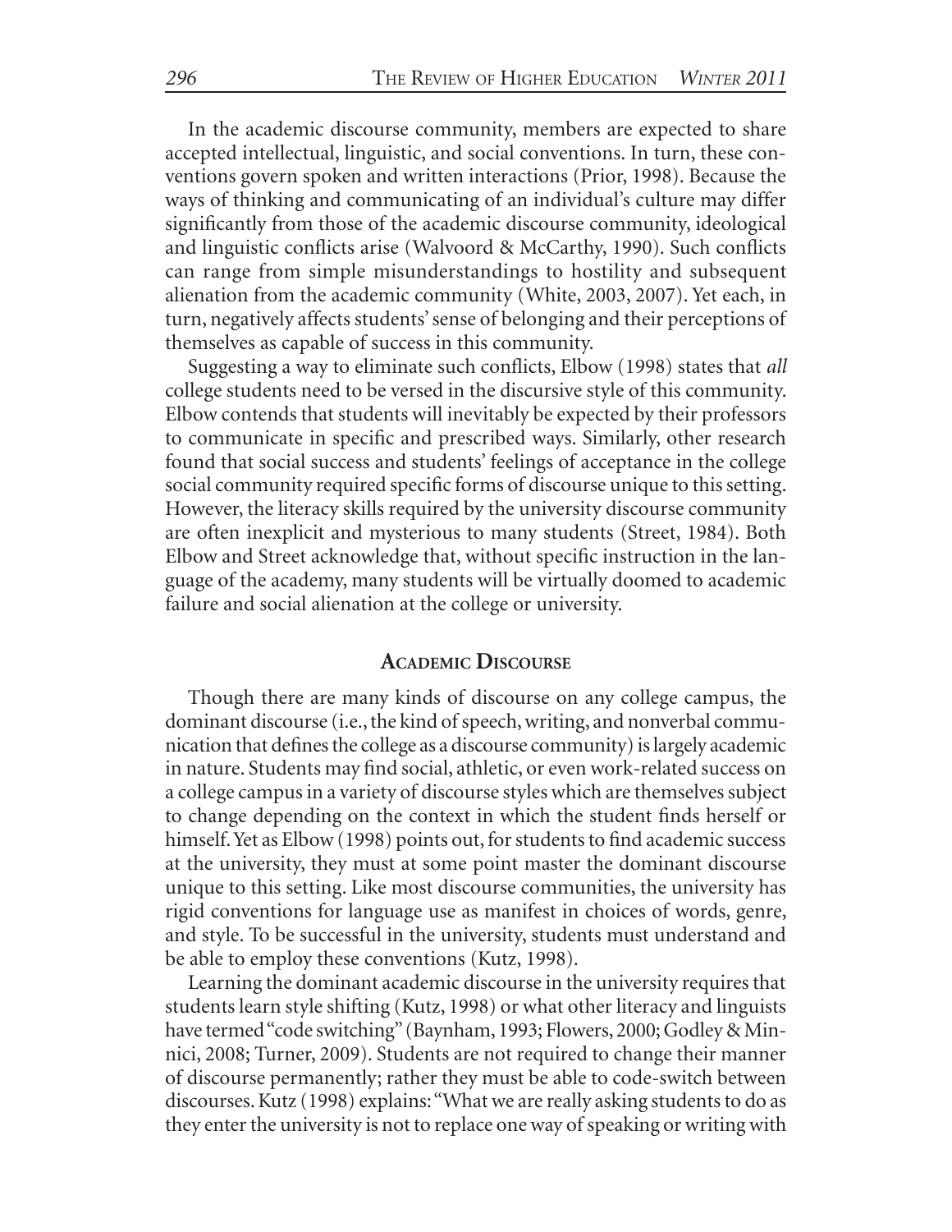In the academic discourse community, members are expected to share accepted intellectual, linguistic, and social conventions. In turn, these conventions govern spoken and written interactions (Prior, 1998). Because the ways of thinking and communicating of an individual's culture may differ significantly from those of the academic discourse community, ideological and linguistic conflicts arise (Walvoord & McCarthy, 1990). Such conflicts can range from simple misunderstandings to hostility and subsequent alienation from the academic community (White, 2003, 2007). Yet each, in turn, negatively affects students' sense of belonging and their perceptions of themselves as capable of success in this community.

Suggesting a way to eliminate such conflicts, Elbow (1998) states that *all* college students need to be versed in the discursive style of this community. Elbow contends that students will inevitably be expected by their professors to communicate in specific and prescribed ways. Similarly, other research found that social success and students' feelings of acceptance in the college social community required specific forms of discourse unique to this setting. However, the literacy skills required by the university discourse community are often inexplicit and mysterious to many students (Street, 1984). Both Elbow and Street acknowledge that, without specific instruction in the language of the academy, many students will be virtually doomed to academic failure and social alienation at the college or university.

## Academic Discourse

Though there are many kinds of discourse on any college campus, the dominant discourse (i.e., the kind of speech, writing, and nonverbal communication that defines the college as a discourse community) is largely academic in nature. Students may find social, athletic, or even work-related success on a college campus in a variety of discourse styles which are themselves subject to change depending on the context in which the student finds herself or himself. Yet as Elbow (1998) points out, for students to find academic success at the university, they must at some point master the dominant discourse unique to this setting. Like most discourse communities, the university has rigid conventions for language use as manifest in choices of words, genre, and style. To be successful in the university, students must understand and be able to employ these conventions (Kutz, 1998).

Learning the dominant academic discourse in the university requires that students learn style shifting (Kutz, 1998) or what other literacy and linguists have termed "code switching" (Baynham, 1993; Flowers, 2000; Godley & Minnici, 2008; Turner, 2009). Students are not required to change their manner of discourse permanently; rather they must be able to code-switch between discourses. Kutz (1998) explains: "What we are really asking students to do as they enter the university is not to replace one way of speaking or writing with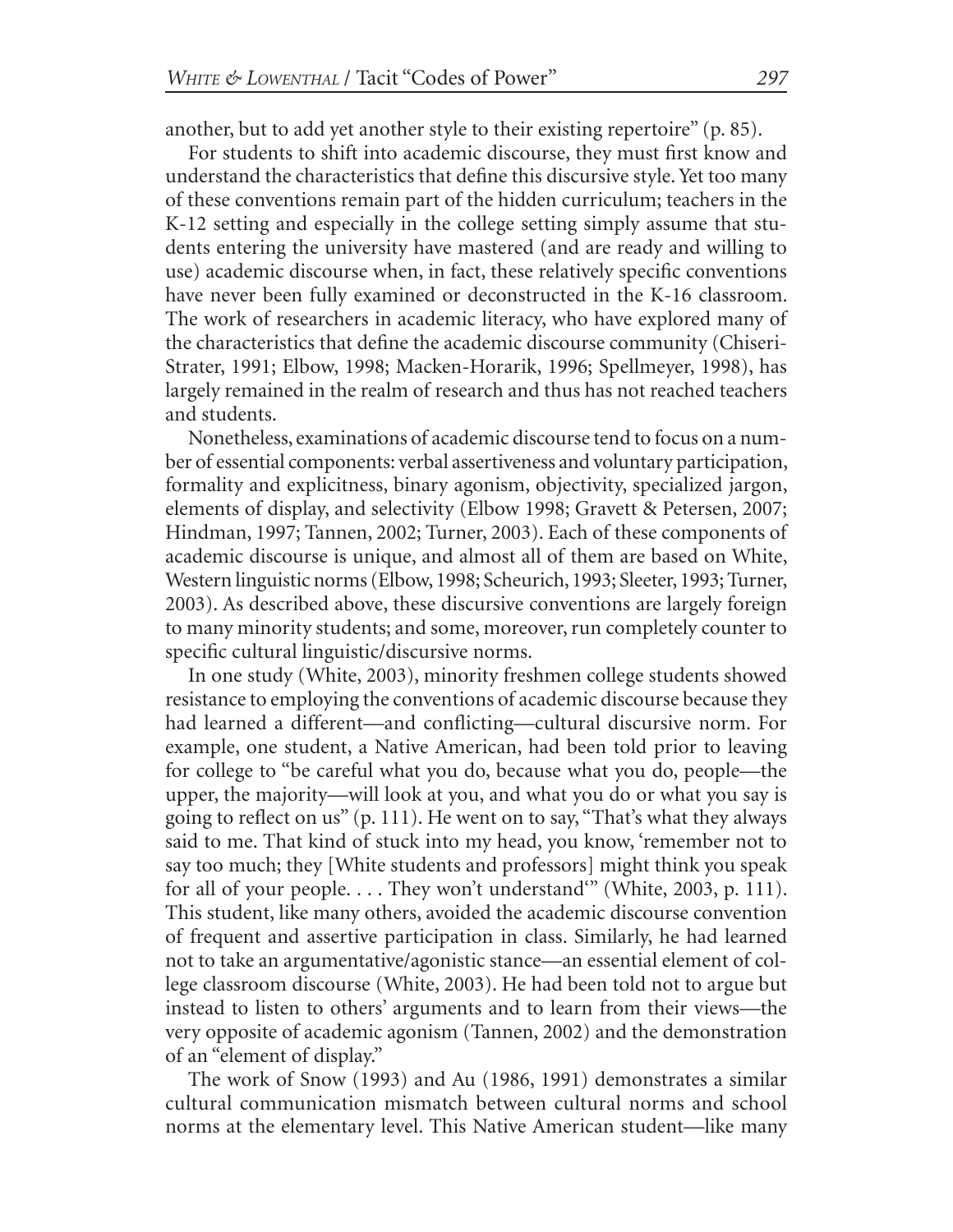another, but to add yet another style to their existing repertoire" (p. 85).

For students to shift into academic discourse, they must first know and understand the characteristics that define this discursive style. Yet too many of these conventions remain part of the hidden curriculum; teachers in the K-12 setting and especially in the college setting simply assume that students entering the university have mastered (and are ready and willing to use) academic discourse when, in fact, these relatively specific conventions have never been fully examined or deconstructed in the K-16 classroom. The work of researchers in academic literacy, who have explored many of the characteristics that define the academic discourse community (Chiseri-Strater, 1991; Elbow, 1998; Macken-Horarik, 1996; Spellmeyer, 1998), has largely remained in the realm of research and thus has not reached teachers and students.

Nonetheless, examinations of academic discourse tend to focus on a number of essential components: verbal assertiveness and voluntary participation, formality and explicitness, binary agonism, objectivity, specialized jargon, elements of display, and selectivity (Elbow 1998; Gravett & Petersen, 2007; Hindman, 1997; Tannen, 2002; Turner, 2003). Each of these components of academic discourse is unique, and almost all of them are based on White, Western linguistic norms (Elbow, 1998; Scheurich, 1993; Sleeter, 1993; Turner, 2003). As described above, these discursive conventions are largely foreign to many minority students; and some, moreover, run completely counter to specific cultural linguistic/discursive norms.

In one study (White, 2003), minority freshmen college students showed resistance to employing the conventions of academic discourse because they had learned a different—and conflicting—cultural discursive norm. For example, one student, a Native American, had been told prior to leaving for college to "be careful what you do, because what you do, people—the upper, the majority—will look at you, and what you do or what you say is going to reflect on us" (p. 111). He went on to say, "That's what they always said to me. That kind of stuck into my head, you know, 'remember not to say too much; they [White students and professors] might think you speak for all of your people. . . . They won't understand'" (White, 2003, p. 111). This student, like many others, avoided the academic discourse convention of frequent and assertive participation in class. Similarly, he had learned not to take an argumentative/agonistic stance—an essential element of college classroom discourse (White, 2003). He had been told not to argue but instead to listen to others' arguments and to learn from their views—the very opposite of academic agonism (Tannen, 2002) and the demonstration of an "element of display."

The work of Snow (1993) and Au (1986, 1991) demonstrates a similar cultural communication mismatch between cultural norms and school norms at the elementary level. This Native American student—like many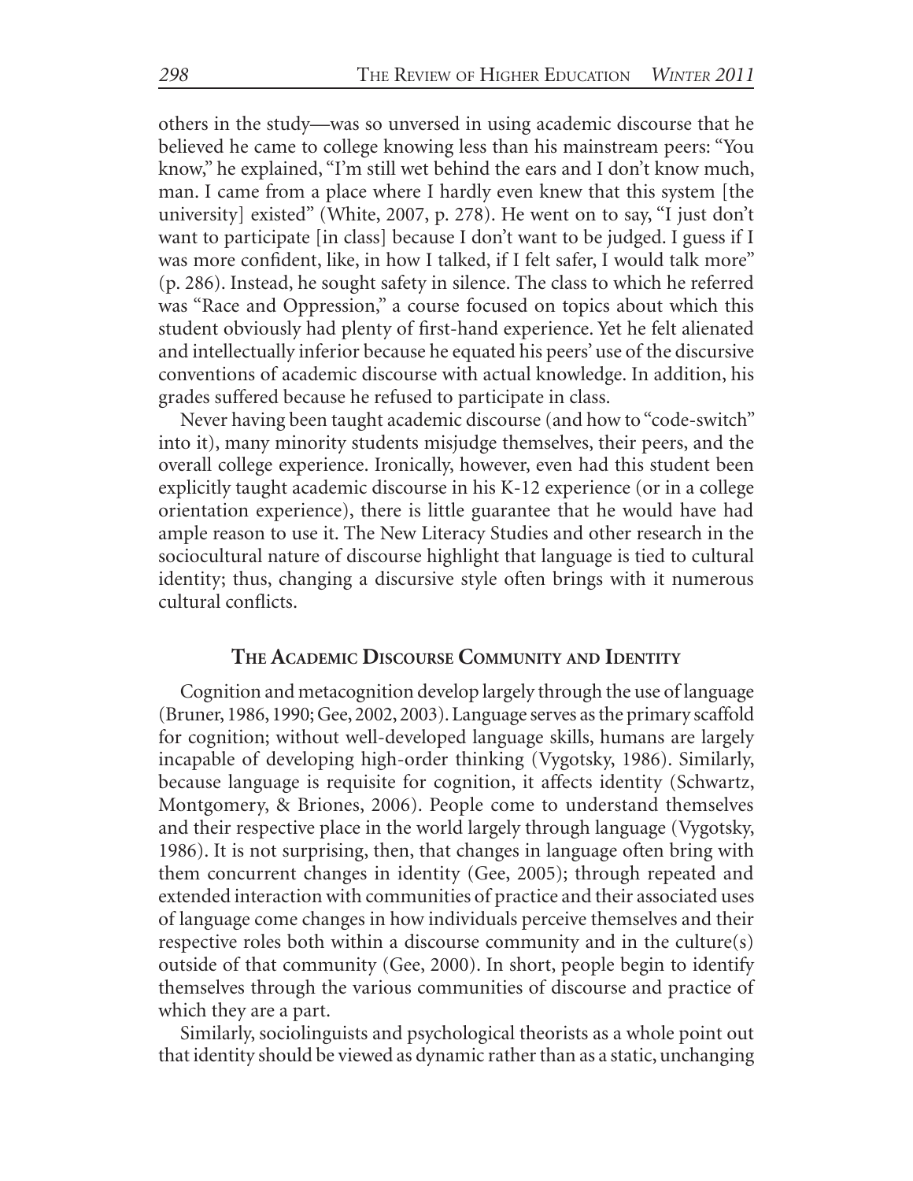others in the study—was so unversed in using academic discourse that he believed he came to college knowing less than his mainstream peers: "You know," he explained, "I'm still wet behind the ears and I don't know much, man. I came from a place where I hardly even knew that this system [the university] existed" (White, 2007, p. 278). He went on to say, "I just don't want to participate [in class] because I don't want to be judged. I guess if I was more confident, like, in how I talked, if I felt safer, I would talk more" (p. 286). Instead, he sought safety in silence. The class to which he referred was "Race and Oppression," a course focused on topics about which this student obviously had plenty of first-hand experience. Yet he felt alienated and intellectually inferior because he equated his peers' use of the discursive conventions of academic discourse with actual knowledge. In addition, his grades suffered because he refused to participate in class.

Never having been taught academic discourse (and how to "code-switch" into it), many minority students misjudge themselves, their peers, and the overall college experience. Ironically, however, even had this student been explicitly taught academic discourse in his K-12 experience (or in a college orientation experience), there is little guarantee that he would have had ample reason to use it. The New Literacy Studies and other research in the sociocultural nature of discourse highlight that language is tied to cultural identity; thus, changing a discursive style often brings with it numerous cultural conflicts.

## The Academic Discourse Community and Identity

Cognition and metacognition develop largely through the use of language (Bruner, 1986, 1990; Gee, 2002, 2003). Language serves as the primary scaffold for cognition; without well-developed language skills, humans are largely incapable of developing high-order thinking (Vygotsky, 1986). Similarly, because language is requisite for cognition, it affects identity (Schwartz, Montgomery, & Briones, 2006). People come to understand themselves and their respective place in the world largely through language (Vygotsky, 1986). It is not surprising, then, that changes in language often bring with them concurrent changes in identity (Gee, 2005); through repeated and extended interaction with communities of practice and their associated uses of language come changes in how individuals perceive themselves and their respective roles both within a discourse community and in the culture(s) outside of that community (Gee, 2000). In short, people begin to identify themselves through the various communities of discourse and practice of which they are a part.

Similarly, sociolinguists and psychological theorists as a whole point out that identity should be viewed as dynamic rather than as a static, unchanging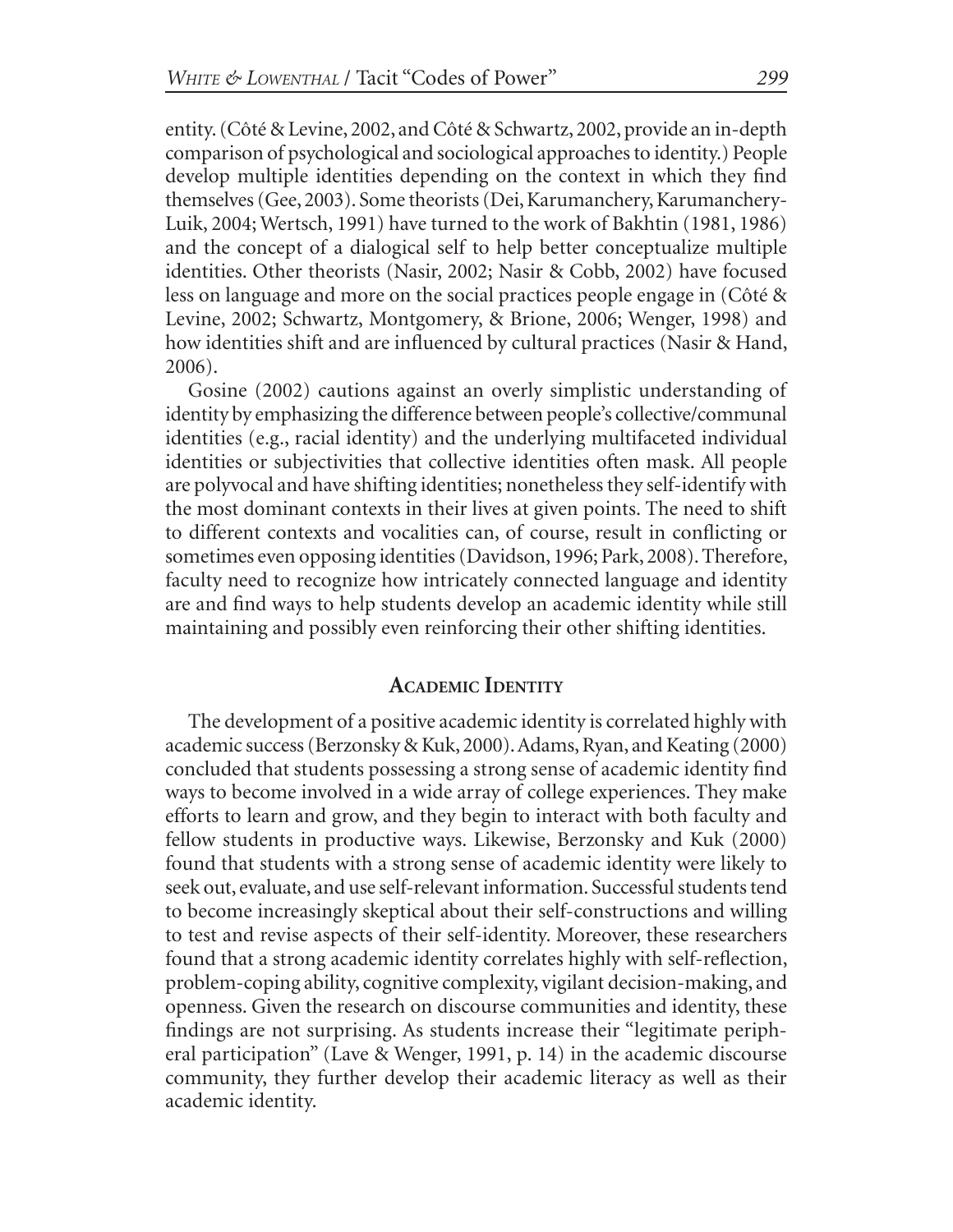entity. (Côté & Levine, 2002, and Côté & Schwartz, 2002, provide an in-depth comparison of psychological and sociological approaches to identity.) People develop multiple identities depending on the context in which they find themselves (Gee, 2003). Some theorists (Dei, Karumanchery, Karumanchery-Luik, 2004; Wertsch, 1991) have turned to the work of Bakhtin (1981, 1986) and the concept of a dialogical self to help better conceptualize multiple identities. Other theorists (Nasir, 2002; Nasir & Cobb, 2002) have focused less on language and more on the social practices people engage in (Côté & Levine, 2002; Schwartz, Montgomery, & Brione, 2006; Wenger, 1998) and how identities shift and are influenced by cultural practices (Nasir & Hand, 2006).

Gosine (2002) cautions against an overly simplistic understanding of identity by emphasizing the difference between people's collective/communal identities (e.g., racial identity) and the underlying multifaceted individual identities or subjectivities that collective identities often mask. All people are polyvocal and have shifting identities; nonetheless they self-identify with the most dominant contexts in their lives at given points. The need to shift to different contexts and vocalities can, of course, result in conflicting or sometimes even opposing identities (Davidson, 1996; Park, 2008). Therefore, faculty need to recognize how intricately connected language and identity are and find ways to help students develop an academic identity while still maintaining and possibly even reinforcing their other shifting identities.

## Academic Identity

The development of a positive academic identity is correlated highly with academic success (Berzonsky & Kuk, 2000). Adams, Ryan, and Keating (2000) concluded that students possessing a strong sense of academic identity find ways to become involved in a wide array of college experiences. They make efforts to learn and grow, and they begin to interact with both faculty and fellow students in productive ways. Likewise, Berzonsky and Kuk (2000) found that students with a strong sense of academic identity were likely to seek out, evaluate, and use self-relevant information. Successful students tend to become increasingly skeptical about their self-constructions and willing to test and revise aspects of their self-identity. Moreover, these researchers found that a strong academic identity correlates highly with self-reflection, problem-coping ability, cognitive complexity, vigilant decision-making, and openness. Given the research on discourse communities and identity, these findings are not surprising. As students increase their "legitimate peripheral participation" (Lave & Wenger, 1991, p. 14) in the academic discourse community, they further develop their academic literacy as well as their academic identity.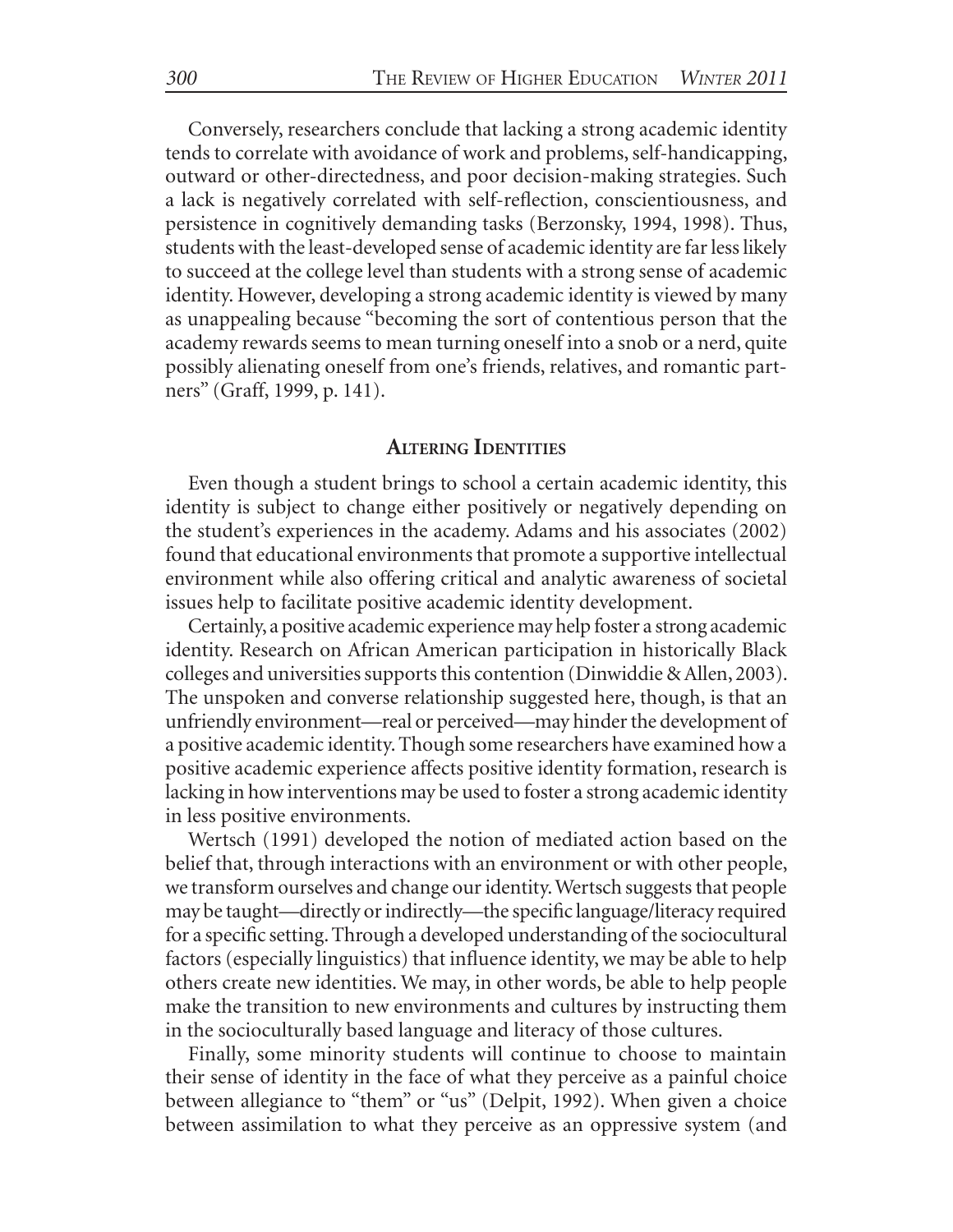Conversely, researchers conclude that lacking a strong academic identity tends to correlate with avoidance of work and problems, self-handicapping, outward or other-directedness, and poor decision-making strategies. Such a lack is negatively correlated with self-reflection, conscientiousness, and persistence in cognitively demanding tasks (Berzonsky, 1994, 1998). Thus, students with the least-developed sense of academic identity are far less likely to succeed at the college level than students with a strong sense of academic identity. However, developing a strong academic identity is viewed by many as unappealing because "becoming the sort of contentious person that the academy rewards seems to mean turning oneself into a snob or a nerd, quite possibly alienating oneself from one's friends, relatives, and romantic partners" (Graff, 1999, p. 141).

## Altering Identities

Even though a student brings to school a certain academic identity, this identity is subject to change either positively or negatively depending on the student's experiences in the academy. Adams and his associates (2002) found that educational environments that promote a supportive intellectual environment while also offering critical and analytic awareness of societal issues help to facilitate positive academic identity development.

Certainly, a positive academic experience may help foster a strong academic identity. Research on African American participation in historically Black colleges and universities supports this contention (Dinwiddie & Allen, 2003). The unspoken and converse relationship suggested here, though, is that an unfriendly environment—real or perceived—may hinder the development of a positive academic identity. Though some researchers have examined how a positive academic experience affects positive identity formation, research is lacking in how interventions may be used to foster a strong academic identity in less positive environments.

Wertsch (1991) developed the notion of mediated action based on the belief that, through interactions with an environment or with other people, we transform ourselves and change our identity. Wertsch suggests that people may be taught—directly or indirectly—the specific language/literacy required for a specific setting. Through a developed understanding of the sociocultural factors (especially linguistics) that influence identity, we may be able to help others create new identities. We may, in other words, be able to help people make the transition to new environments and cultures by instructing them in the socioculturally based language and literacy of those cultures.

Finally, some minority students will continue to choose to maintain their sense of identity in the face of what they perceive as a painful choice between allegiance to "them" or "us" (Delpit, 1992). When given a choice between assimilation to what they perceive as an oppressive system (and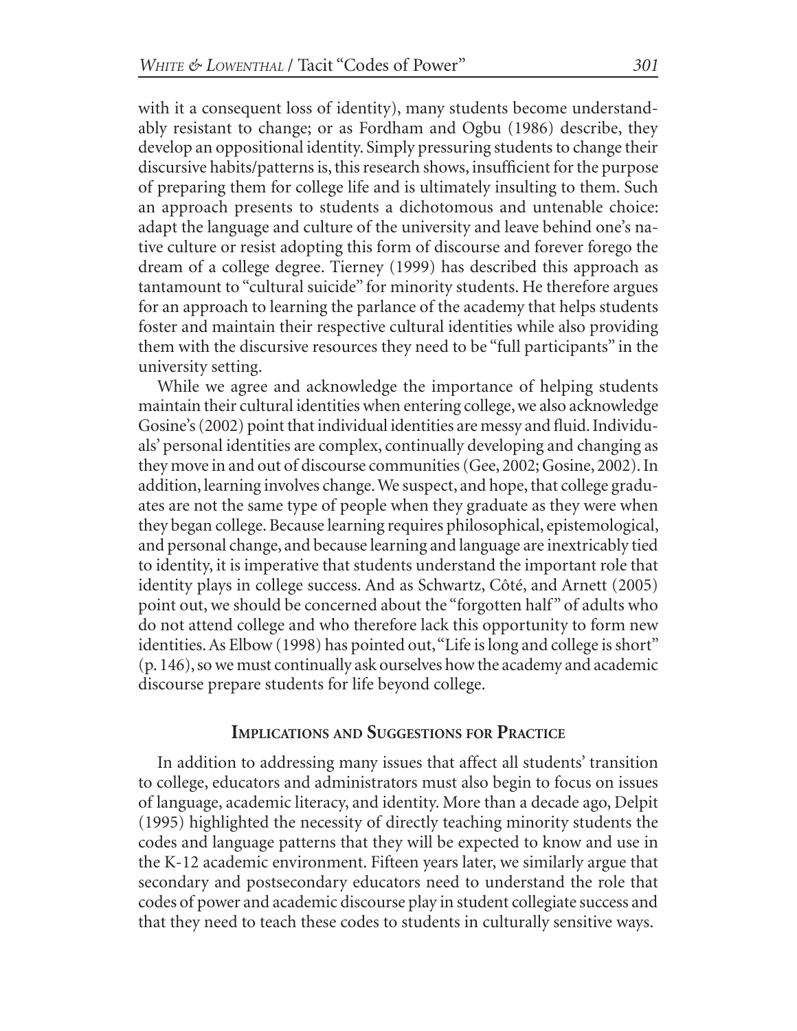with it a consequent loss of identity), many students become understandably resistant to change; or as Fordham and Ogbu (1986) describe, they develop an oppositional identity. Simply pressuring students to change their discursive habits/patterns is, this research shows, insufficient for the purpose of preparing them for college life and is ultimately insulting to them. Such an approach presents to students a dichotomous and untenable choice: adapt the language and culture of the university and leave behind one's native culture or resist adopting this form of discourse and forever forego the dream of a college degree. Tierney (1999) has described this approach as tantamount to "cultural suicide" for minority students. He therefore argues for an approach to learning the parlance of the academy that helps students foster and maintain their respective cultural identities while also providing them with the discursive resources they need to be "full participants" in the university setting.

While we agree and acknowledge the importance of helping students maintain their cultural identities when entering college, we also acknowledge Gosine's (2002) point that individual identities are messy and fluid. Individuals' personal identities are complex, continually developing and changing as they move in and out of discourse communities (Gee, 2002; Gosine, 2002). In addition, learning involves change. We suspect, and hope, that college graduates are not the same type of people when they graduate as they were when they began college. Because learning requires philosophical, epistemological, and personal change, and because learning and language are inextricably tied to identity, it is imperative that students understand the important role that identity plays in college success. And as Schwartz, Côté, and Arnett (2005) point out, we should be concerned about the "forgotten half" of adults who do not attend college and who therefore lack this opportunity to form new identities. As Elbow (1998) has pointed out, "Life is long and college is short" (p. 146), so we must continually ask ourselves how the academy and academic discourse prepare students for life beyond college.

## Implications and Suggestions for Practice

In addition to addressing many issues that affect all students' transition to college, educators and administrators must also begin to focus on issues of language, academic literacy, and identity. More than a decade ago, Delpit (1995) highlighted the necessity of directly teaching minority students the codes and language patterns that they will be expected to know and use in the K-12 academic environment. Fifteen years later, we similarly argue that secondary and postsecondary educators need to understand the role that codes of power and academic discourse play in student collegiate success and that they need to teach these codes to students in culturally sensitive ways.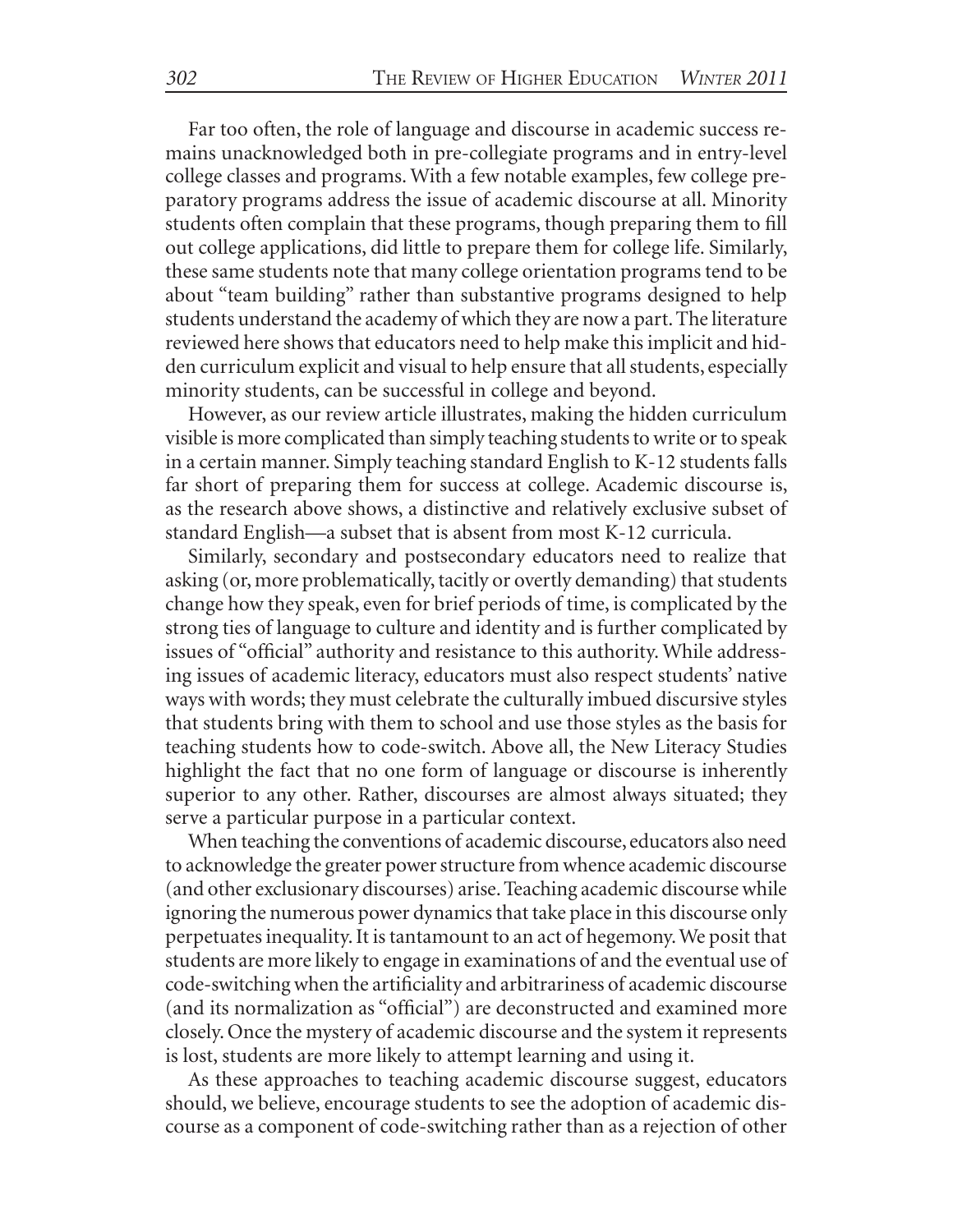Far too often, the role of language and discourse in academic success remains unacknowledged both in pre-collegiate programs and in entry-level college classes and programs. With a few notable examples, few college preparatory programs address the issue of academic discourse at all. Minority students often complain that these programs, though preparing them to fill out college applications, did little to prepare them for college life. Similarly, these same students note that many college orientation programs tend to be about "team building" rather than substantive programs designed to help students understand the academy of which they are now a part. The literature reviewed here shows that educators need to help make this implicit and hidden curriculum explicit and visual to help ensure that all students, especially minority students, can be successful in college and beyond.

However, as our review article illustrates, making the hidden curriculum visible is more complicated than simply teaching students to write or to speak in a certain manner. Simply teaching standard English to K-12 students falls far short of preparing them for success at college. Academic discourse is, as the research above shows, a distinctive and relatively exclusive subset of standard English—a subset that is absent from most K-12 curricula.

Similarly, secondary and postsecondary educators need to realize that asking (or, more problematically, tacitly or overtly demanding) that students change how they speak, even for brief periods of time, is complicated by the strong ties of language to culture and identity and is further complicated by issues of "official" authority and resistance to this authority. While addressing issues of academic literacy, educators must also respect students' native ways with words; they must celebrate the culturally imbued discursive styles that students bring with them to school and use those styles as the basis for teaching students how to code-switch. Above all, the New Literacy Studies highlight the fact that no one form of language or discourse is inherently superior to any other. Rather, discourses are almost always situated; they serve a particular purpose in a particular context.

When teaching the conventions of academic discourse, educators also need to acknowledge the greater power structure from whence academic discourse (and other exclusionary discourses) arise. Teaching academic discourse while ignoring the numerous power dynamics that take place in this discourse only perpetuates inequality. It is tantamount to an act of hegemony. We posit that students are more likely to engage in examinations of and the eventual use of code-switching when the artificiality and arbitrariness of academic discourse (and its normalization as "official") are deconstructed and examined more closely. Once the mystery of academic discourse and the system it represents is lost, students are more likely to attempt learning and using it.

As these approaches to teaching academic discourse suggest, educators should, we believe, encourage students to see the adoption of academic discourse as a component of code-switching rather than as a rejection of other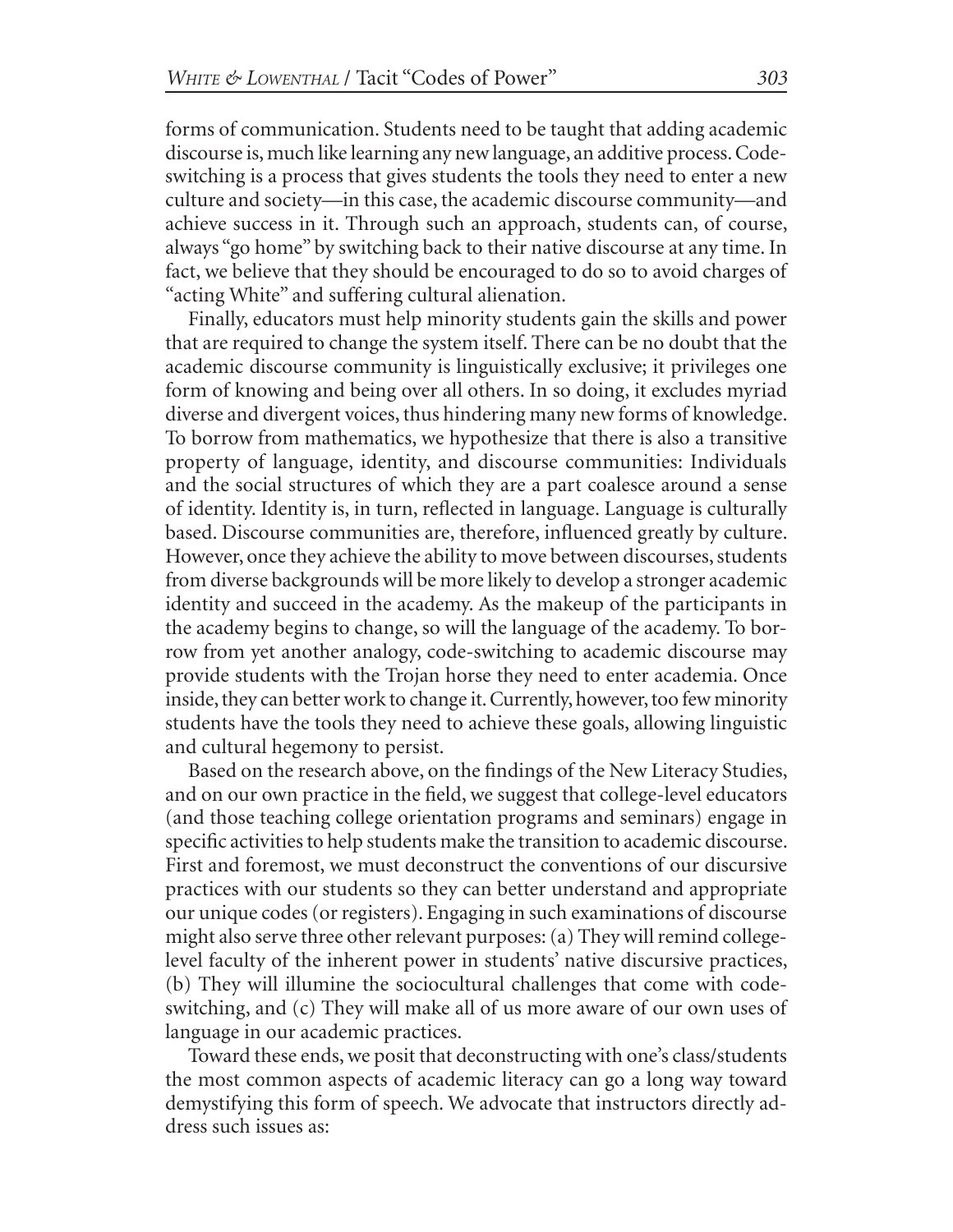forms of communication. Students need to be taught that adding academic discourse is, much like learning any new language, an additive process. Code-switching is a process that gives students the tools they need to enter a new culture and society—in this case, the academic discourse community—and achieve success in it. Through such an approach, students can, of course, always "go home" by switching back to their native discourse at any time. In fact, we believe that they should be encouraged to do so to avoid charges of "acting White" and suffering cultural alienation.

Finally, educators must help minority students gain the skills and power that are required to change the system itself. There can be no doubt that the academic discourse community is linguistically exclusive; it privileges one form of knowing and being over all others. In so doing, it excludes myriad diverse and divergent voices, thus hindering many new forms of knowledge. To borrow from mathematics, we hypothesize that there is also a transitive property of language, identity, and discourse communities: Individuals and the social structures of which they are a part coalesce around a sense of identity. Identity is, in turn, reflected in language. Language is culturally based. Discourse communities are, therefore, influenced greatly by culture. However, once they achieve the ability to move between discourses, students from diverse backgrounds will be more likely to develop a stronger academic identity and succeed in the academy. As the makeup of the participants in the academy begins to change, so will the language of the academy. To borrow from yet another analogy, code-switching to academic discourse may provide students with the Trojan horse they need to enter academia. Once inside, they can better work to change it. Currently, however, too few minority students have the tools they need to achieve these goals, allowing linguistic and cultural hegemony to persist.

Based on the research above, on the findings of the New Literacy Studies, and on our own practice in the field, we suggest that college-level educators (and those teaching college orientation programs and seminars) engage in specific activities to help students make the transition to academic discourse. First and foremost, we must deconstruct the conventions of our discursive practices with our students so they can better understand and appropriate our unique codes (or registers). Engaging in such examinations of discourse might also serve three other relevant purposes: (a) They will remind college-level faculty of the inherent power in students' native discursive practices, (b) They will illumine the sociocultural challenges that come with code-switching, and (c) They will make all of us more aware of our own uses of language in our academic practices.

Toward these ends, we posit that deconstructing with one's class/students the most common aspects of academic literacy can go a long way toward demystifying this form of speech. We advocate that instructors directly address such issues as: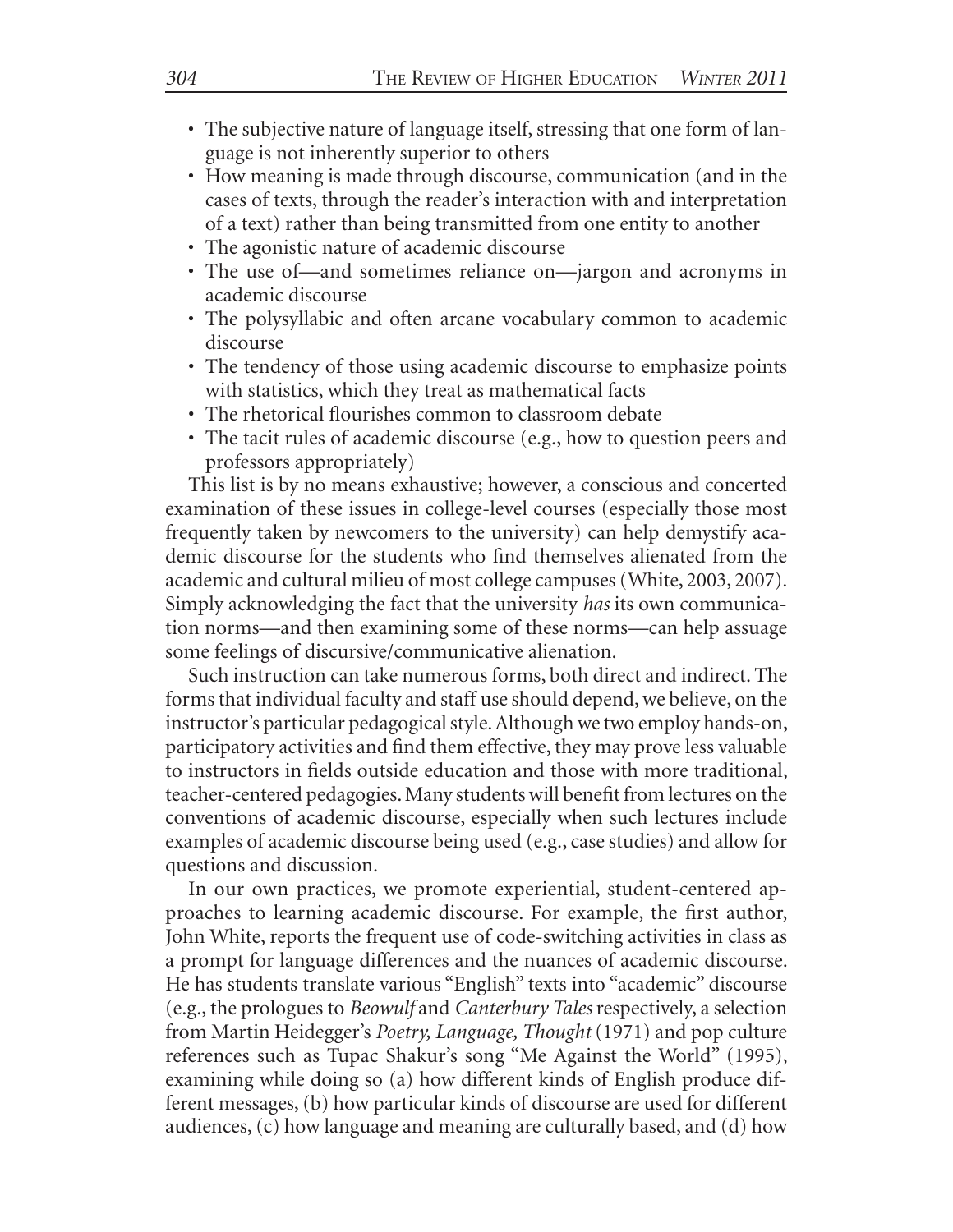- The subjective nature of language itself, stressing that one form of language is not inherently superior to others
- How meaning is made through discourse, communication (and in the cases of texts, through the reader's interaction with and interpretation of a text) rather than being transmitted from one entity to another
- The agonistic nature of academic discourse
- The use of—and sometimes reliance on—jargon and acronyms in academic discourse
- The polysyllabic and often arcane vocabulary common to academic discourse
- The tendency of those using academic discourse to emphasize points with statistics, which they treat as mathematical facts
- The rhetorical flourishes common to classroom debate
- The tacit rules of academic discourse (e.g., how to question peers and professors appropriately)

This list is by no means exhaustive; however, a conscious and concerted examination of these issues in college-level courses (especially those most frequently taken by newcomers to the university) can help demystify academic discourse for the students who find themselves alienated from the academic and cultural milieu of most college campuses (White, 2003, 2007). Simply acknowledging the fact that the university *has* its own communication norms—and then examining some of these norms—can help assuage some feelings of discursive/communicative alienation.

Such instruction can take numerous forms, both direct and indirect. The forms that individual faculty and staff use should depend, we believe, on the instructor's particular pedagogical style. Although we two employ hands-on, participatory activities and find them effective, they may prove less valuable to instructors in fields outside education and those with more traditional, teacher-centered pedagogies. Many students will benefit from lectures on the conventions of academic discourse, especially when such lectures include examples of academic discourse being used (e.g., case studies) and allow for questions and discussion.

In our own practices, we promote experiential, student-centered approaches to learning academic discourse. For example, the first author, John White, reports the frequent use of code-switching activities in class as a prompt for language differences and the nuances of academic discourse. He has students translate various "English" texts into "academic" discourse (e.g., the prologues to *Beowulf* and *Canterbury Tales* respectively, a selection from Martin Heidegger's *Poetry, Language, Thought* (1971) and pop culture references such as Tupac Shakur's song "Me Against the World" (1995), examining while doing so (a) how different kinds of English produce different messages, (b) how particular kinds of discourse are used for different audiences, (c) how language and meaning are culturally based, and (d) how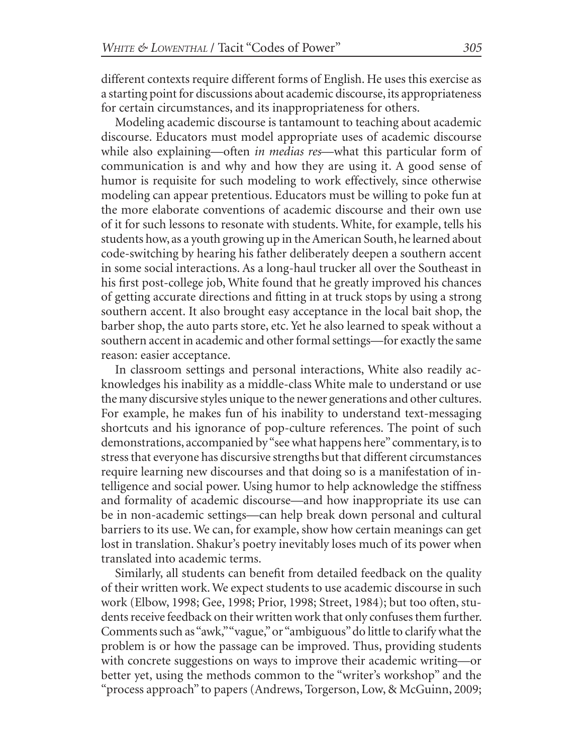different contexts require different forms of English. He uses this exercise as a starting point for discussions about academic discourse, its appropriateness for certain circumstances, and its inappropriateness for others.

Modeling academic discourse is tantamount to teaching about academic discourse. Educators must model appropriate uses of academic discourse while also explaining—often *in medias res*—what this particular form of communication is and why and how they are using it. A good sense of humor is requisite for such modeling to work effectively, since otherwise modeling can appear pretentious. Educators must be willing to poke fun at the more elaborate conventions of academic discourse and their own use of it for such lessons to resonate with students. White, for example, tells his students how, as a youth growing up in the American South, he learned about code-switching by hearing his father deliberately deepen a southern accent in some social interactions. As a long-haul trucker all over the Southeast in his first post-college job, White found that he greatly improved his chances of getting accurate directions and fitting in at truck stops by using a strong southern accent. It also brought easy acceptance in the local bait shop, the barber shop, the auto parts store, etc. Yet he also learned to speak without a southern accent in academic and other formal settings—for exactly the same reason: easier acceptance.

In classroom settings and personal interactions, White also readily acknowledges his inability as a middle-class White male to understand or use the many discursive styles unique to the newer generations and other cultures. For example, he makes fun of his inability to understand text-messaging shortcuts and his ignorance of pop-culture references. The point of such demonstrations, accompanied by "see what happens here" commentary, is to stress that everyone has discursive strengths but that different circumstances require learning new discourses and that doing so is a manifestation of intelligence and social power. Using humor to help acknowledge the stiffness and formality of academic discourse—and how inappropriate its use can be in non-academic settings—can help break down personal and cultural barriers to its use. We can, for example, show how certain meanings can get lost in translation. Shakur's poetry inevitably loses much of its power when translated into academic terms.

Similarly, all students can benefit from detailed feedback on the quality of their written work. We expect students to use academic discourse in such work (Elbow, 1998; Gee, 1998; Prior, 1998; Street, 1984); but too often, students receive feedback on their written work that only confuses them further. Comments such as "awk," "vague," or "ambiguous" do little to clarify what the problem is or how the passage can be improved. Thus, providing students with concrete suggestions on ways to improve their academic writing—or better yet, using the methods common to the "writer's workshop" and the "process approach" to papers (Andrews, Torgerson, Low, & McGuinn, 2009;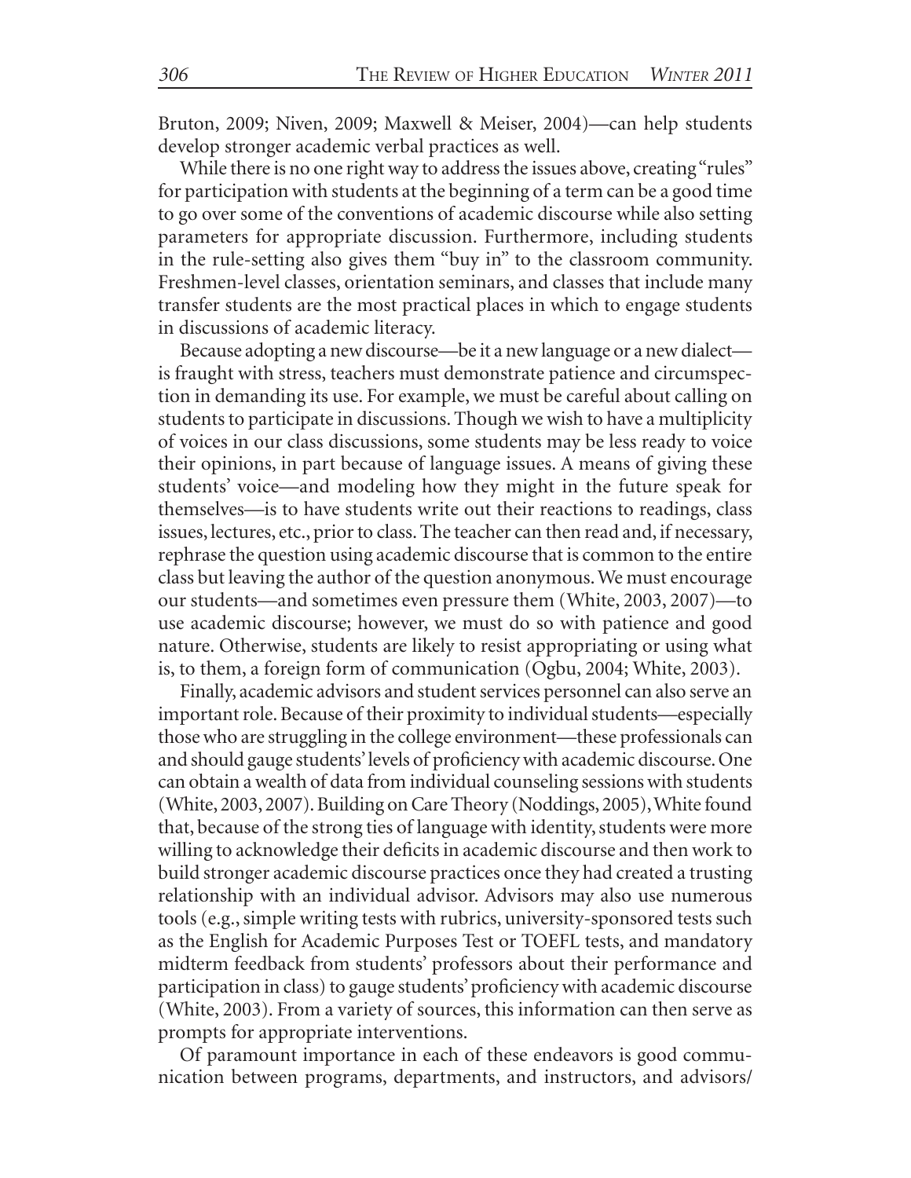Bruton, 2009; Niven, 2009; Maxwell & Meiser, 2004)—can help students develop stronger academic verbal practices as well.

While there is no one right way to address the issues above, creating "rules" for participation with students at the beginning of a term can be a good time to go over some of the conventions of academic discourse while also setting parameters for appropriate discussion. Furthermore, including students in the rule-setting also gives them "buy in" to the classroom community. Freshmen-level classes, orientation seminars, and classes that include many transfer students are the most practical places in which to engage students in discussions of academic literacy.

Because adopting a new discourse—be it a new language or a new dialect—is fraught with stress, teachers must demonstrate patience and circumspection in demanding its use. For example, we must be careful about calling on students to participate in discussions. Though we wish to have a multiplicity of voices in our class discussions, some students may be less ready to voice their opinions, in part because of language issues. A means of giving these students' voice—and modeling how they might in the future speak for themselves—is to have students write out their reactions to readings, class issues, lectures, etc., prior to class. The teacher can then read and, if necessary, rephrase the question using academic discourse that is common to the entire class but leaving the author of the question anonymous. We must encourage our students—and sometimes even pressure them (White, 2003, 2007)—to use academic discourse; however, we must do so with patience and good nature. Otherwise, students are likely to resist appropriating or using what is, to them, a foreign form of communication (Ogbu, 2004; White, 2003).

Finally, academic advisors and student services personnel can also serve an important role. Because of their proximity to individual students—especially those who are struggling in the college environment—these professionals can and should gauge students' levels of proficiency with academic discourse. One can obtain a wealth of data from individual counseling sessions with students (White, 2003, 2007). Building on Care Theory (Noddings, 2005), White found that, because of the strong ties of language with identity, students were more willing to acknowledge their deficits in academic discourse and then work to build stronger academic discourse practices once they had created a trusting relationship with an individual advisor. Advisors may also use numerous tools (e.g., simple writing tests with rubrics, university-sponsored tests such as the English for Academic Purposes Test or TOEFL tests, and mandatory midterm feedback from students' professors about their performance and participation in class) to gauge students' proficiency with academic discourse (White, 2003). From a variety of sources, this information can then serve as prompts for appropriate interventions.

Of paramount importance in each of these endeavors is good communication between programs, departments, and instructors, and advisors/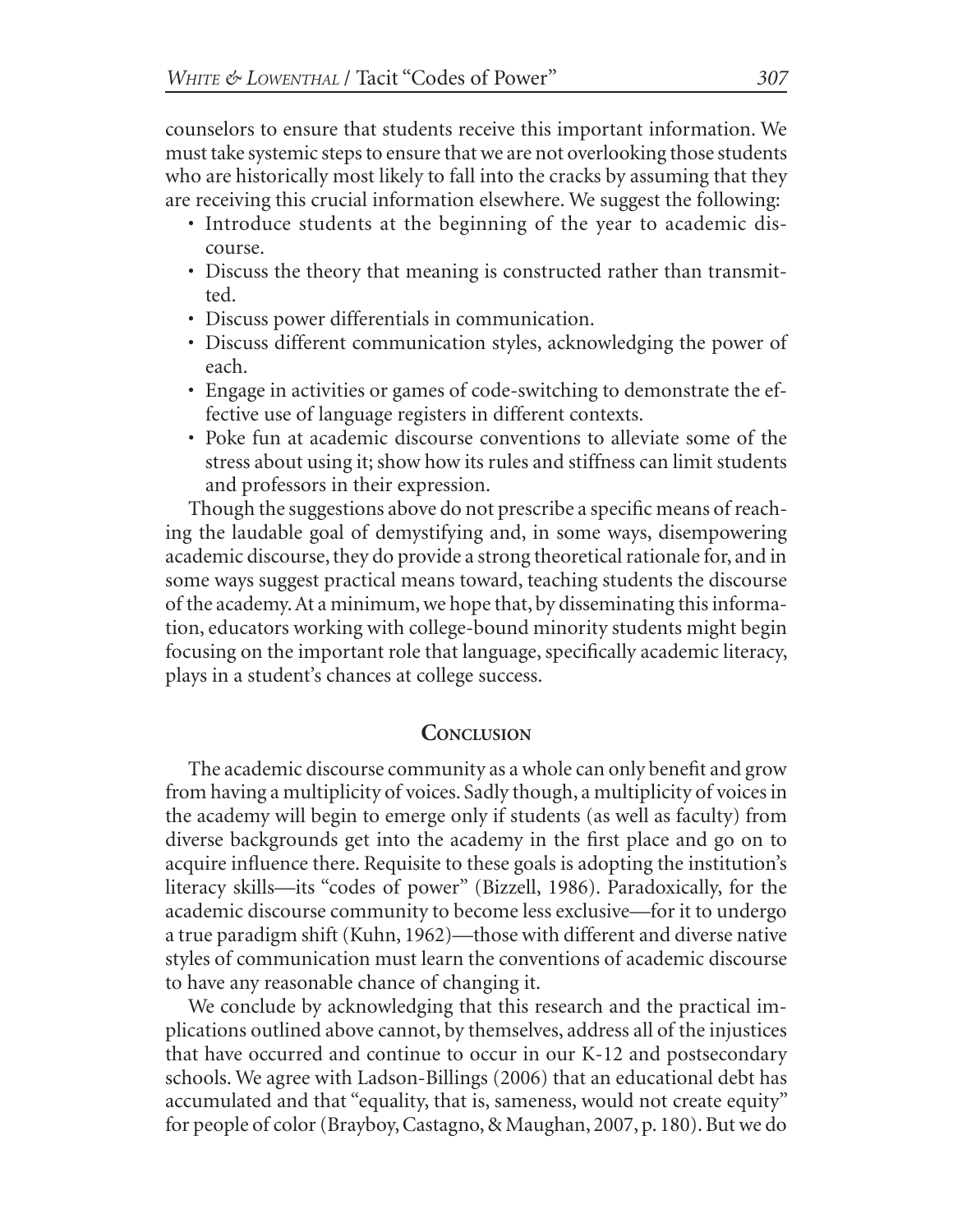counselors to ensure that students receive this important information. We must take systemic steps to ensure that we are not overlooking those students who are historically most likely to fall into the cracks by assuming that they are receiving this crucial information elsewhere. We suggest the following:

- Introduce students at the beginning of the year to academic discourse.
- Discuss the theory that meaning is constructed rather than transmitted.
- Discuss power differentials in communication.
- Discuss different communication styles, acknowledging the power of each.
- Engage in activities or games of code-switching to demonstrate the effective use of language registers in different contexts.
- Poke fun at academic discourse conventions to alleviate some of the stress about using it; show how its rules and stiffness can limit students and professors in their expression.

Though the suggestions above do not prescribe a specific means of reaching the laudable goal of demystifying and, in some ways, disempowering academic discourse, they do provide a strong theoretical rationale for, and in some ways suggest practical means toward, teaching students the discourse of the academy. At a minimum, we hope that, by disseminating this information, educators working with college-bound minority students might begin focusing on the important role that language, specifically academic literacy, plays in a student's chances at college success.

## Conclusion

The academic discourse community as a whole can only benefit and grow from having a multiplicity of voices. Sadly though, a multiplicity of voices in the academy will begin to emerge only if students (as well as faculty) from diverse backgrounds get into the academy in the first place and go on to acquire influence there. Requisite to these goals is adopting the institution's literacy skills—its "codes of power" (Bizzell, 1986). Paradoxically, for the academic discourse community to become less exclusive—for it to undergo a true paradigm shift (Kuhn, 1962)—those with different and diverse native styles of communication must learn the conventions of academic discourse to have any reasonable chance of changing it.

We conclude by acknowledging that this research and the practical implications outlined above cannot, by themselves, address all of the injustices that have occurred and continue to occur in our K-12 and postsecondary schools. We agree with Ladson-Billings (2006) that an educational debt has accumulated and that "equality, that is, sameness, would not create equity" for people of color (Brayboy, Castagno, & Maughan, 2007, p. 180). But we do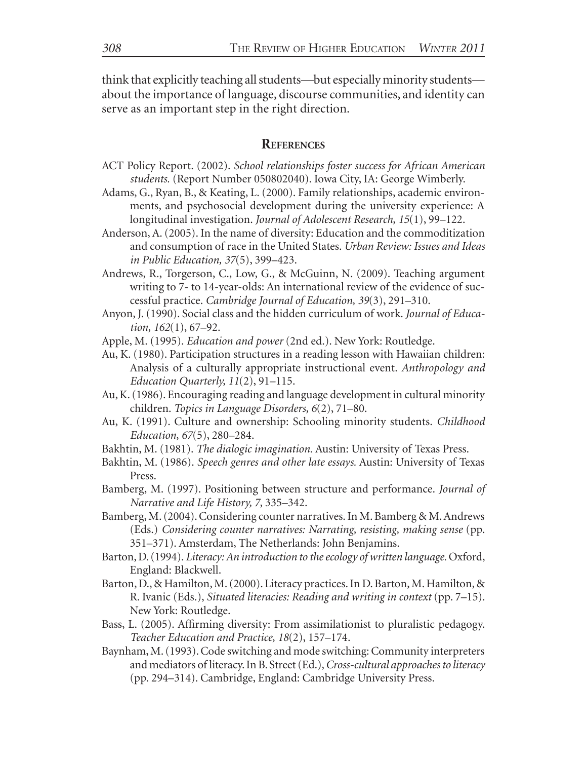think that explicitly teaching all students—but especially minority students—about the importance of language, discourse communities, and identity can serve as an important step in the right direction.

## References

ACT Policy Report. (2002). *School relationships foster success for African American students.* (Report Number 050802040). Iowa City, IA: George Wimberly.

Adams, G., Ryan, B., & Keating, L. (2000). Family relationships, academic environments, and psychosocial development during the university experience: A longitudinal investigation. *Journal of Adolescent Research, 15*(1), 99–122.

Anderson, A. (2005). In the name of diversity: Education and the commoditization and consumption of race in the United States. *Urban Review: Issues and Ideas in Public Education, 37*(5), 399–423.

Andrews, R., Torgerson, C., Low, G., & McGuinn, N. (2009). Teaching argument writing to 7- to 14-year-olds: An international review of the evidence of successful practice. *Cambridge Journal of Education, 39*(3), 291–310.

Anyon, J. (1990). Social class and the hidden curriculum of work. *Journal of Education, 162*(1), 67–92.

Apple, M. (1995). *Education and power* (2nd ed.). New York: Routledge.

Au, K. (1980). Participation structures in a reading lesson with Hawaiian children: Analysis of a culturally appropriate instructional event. *Anthropology and Education Quarterly, 11*(2), 91–115.

Au, K. (1986). Encouraging reading and language development in cultural minority children. *Topics in Language Disorders, 6*(2), 71–80.

Au, K. (1991). Culture and ownership: Schooling minority students. *Childhood Education, 67*(5), 280–284.

Bakhtin, M. (1981). *The dialogic imagination.* Austin: University of Texas Press.

Bakhtin, M. (1986). *Speech genres and other late essays.* Austin: University of Texas Press.

Bamberg, M. (1997). Positioning between structure and performance. *Journal of Narrative and Life History, 7*, 335–342.

Bamberg, M. (2004). Considering counter narratives. In M. Bamberg & M. Andrews (Eds.) *Considering counter narratives: Narrating, resisting, making sense* (pp. 351–371). Amsterdam, The Netherlands: John Benjamins.

Barton, D. (1994). *Literacy: An introduction to the ecology of written language.* Oxford, England: Blackwell.

Barton, D., & Hamilton, M. (2000). Literacy practices. In D. Barton, M. Hamilton, & R. Ivanic (Eds.), *Situated literacies: Reading and writing in context* (pp. 7–15). New York: Routledge.

Bass, L. (2005). Affirming diversity: From assimilationist to pluralistic pedagogy. *Teacher Education and Practice, 18*(2), 157–174.

Baynham, M. (1993). Code switching and mode switching: Community interpreters and mediators of literacy. In B. Street (Ed.), *Cross-cultural approaches to literacy* (pp. 294–314). Cambridge, England: Cambridge University Press.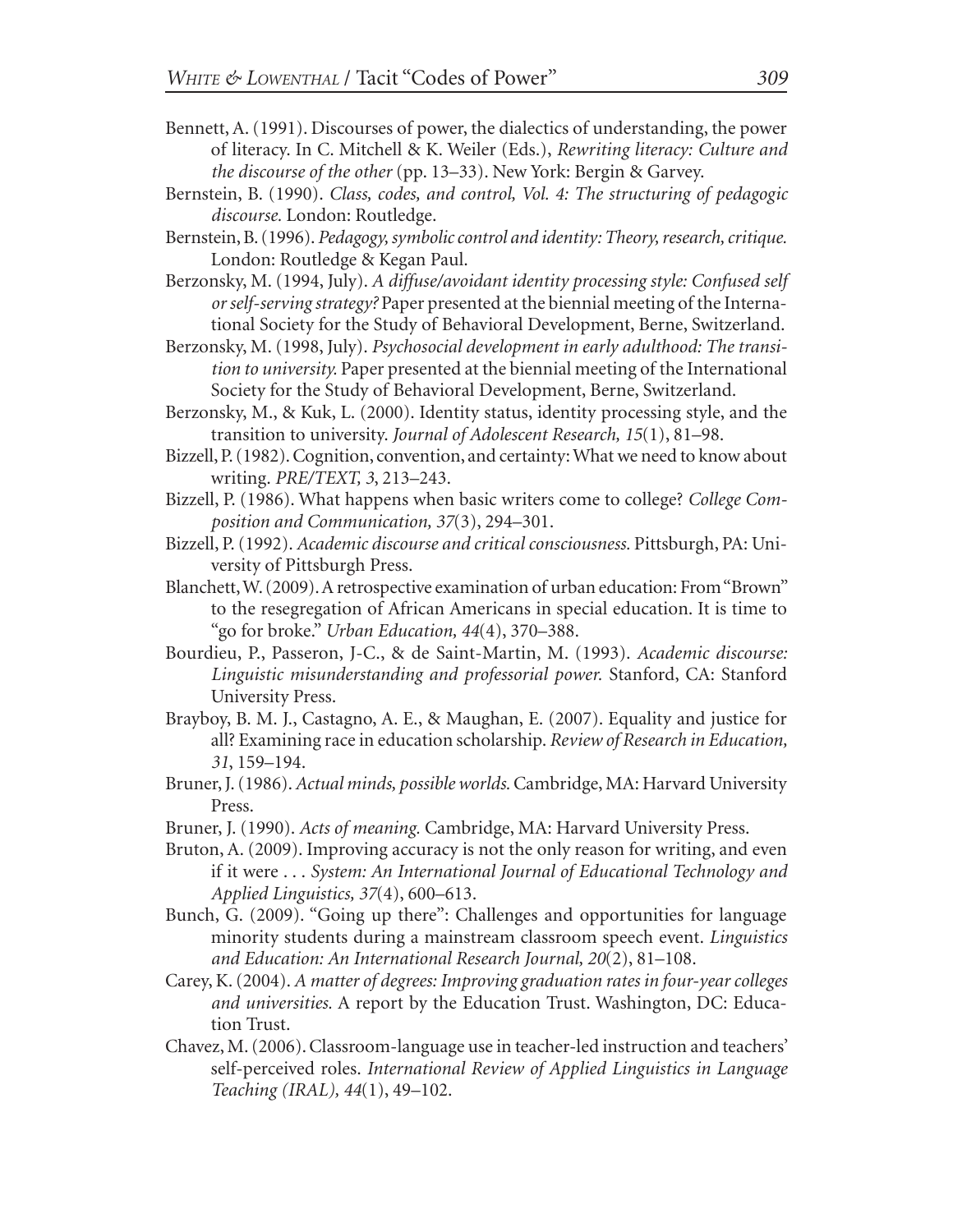Bennett, A. (1991). Discourses of power, the dialectics of understanding, the power of literacy. In C. Mitchell & K. Weiler (Eds.), *Rewriting literacy: Culture and the discourse of the other* (pp. 13–33). New York: Bergin & Garvey.

Bernstein, B. (1990). *Class, codes, and control, Vol. 4: The structuring of pedagogic discourse.* London: Routledge.

Bernstein, B. (1996). *Pedagogy, symbolic control and identity: Theory, research, critique.* London: Routledge & Kegan Paul.

Berzonsky, M. (1994, July). *A diffuse/avoidant identity processing style: Confused self or self-serving strategy?* Paper presented at the biennial meeting of the International Society for the Study of Behavioral Development, Berne, Switzerland.

Berzonsky, M. (1998, July). *Psychosocial development in early adulthood: The transition to university.* Paper presented at the biennial meeting of the International Society for the Study of Behavioral Development, Berne, Switzerland.

Berzonsky, M., & Kuk, L. (2000). Identity status, identity processing style, and the transition to university. *Journal of Adolescent Research, 15*(1), 81–98.

Bizzell, P. (1982). Cognition, convention, and certainty: What we need to know about writing. *PRE/TEXT, 3*, 213–243.

Bizzell, P. (1986). What happens when basic writers come to college? *College Composition and Communication, 37*(3), 294–301.

Bizzell, P. (1992). *Academic discourse and critical consciousness.* Pittsburgh, PA: University of Pittsburgh Press.

Blanchett, W. (2009). A retrospective examination of urban education: From "Brown" to the resegregation of African Americans in special education. It is time to "go for broke." *Urban Education, 44*(4), 370–388.

Bourdieu, P., Passeron, J-C., & de Saint-Martin, M. (1993). *Academic discourse: Linguistic misunderstanding and professorial power.* Stanford, CA: Stanford University Press.

Brayboy, B. M. J., Castagno, A. E., & Maughan, E. (2007). Equality and justice for all? Examining race in education scholarship. *Review of Research in Education, 31*, 159–194.

Bruner, J. (1986). *Actual minds, possible worlds.* Cambridge, MA: Harvard University Press.

Bruner, J. (1990). *Acts of meaning.* Cambridge, MA: Harvard University Press.

Bruton, A. (2009). Improving accuracy is not the only reason for writing, and even if it were . . . *System: An International Journal of Educational Technology and Applied Linguistics, 37*(4), 600–613.

Bunch, G. (2009). "Going up there": Challenges and opportunities for language minority students during a mainstream classroom speech event. *Linguistics and Education: An International Research Journal, 20*(2), 81–108.

Carey, K. (2004). *A matter of degrees: Improving graduation rates in four-year colleges and universities.* A report by the Education Trust. Washington, DC: Education Trust.

Chavez, M. (2006). Classroom-language use in teacher-led instruction and teachers' self-perceived roles. *International Review of Applied Linguistics in Language Teaching (IRAL), 44*(1), 49–102.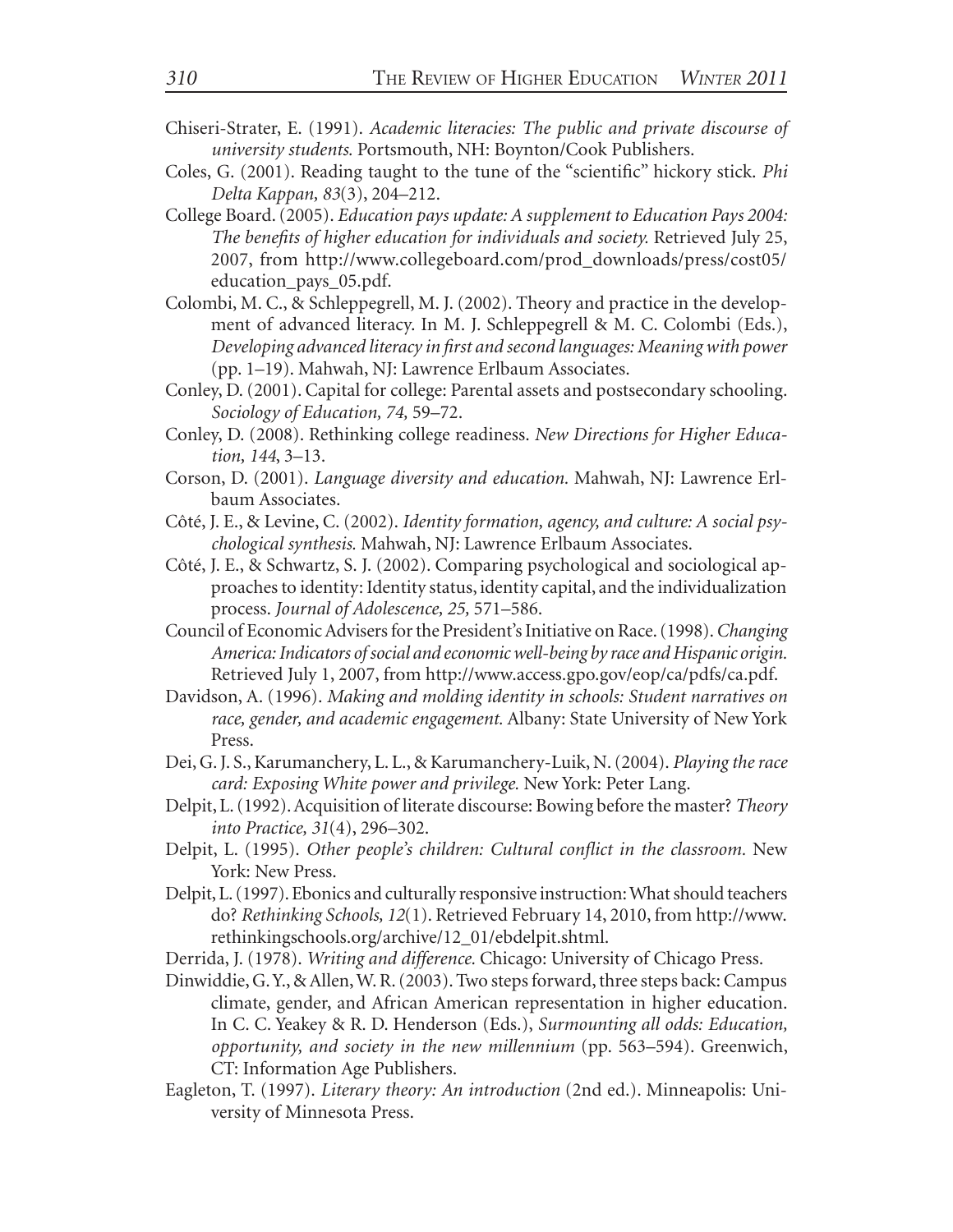Chiseri-Strater, E. (1991). *Academic literacies: The public and private discourse of university students.* Portsmouth, NH: Boynton/Cook Publishers.

Coles, G. (2001). Reading taught to the tune of the "scientific" hickory stick. *Phi Delta Kappan, 83*(3), 204–212.

College Board. (2005). *Education pays update: A supplement to Education Pays 2004: The benefits of higher education for individuals and society.* Retrieved July 25, 2007, from http://www.collegeboard.com/prod_downloads/press/cost05/education_pays_05.pdf.

Colombi, M. C., & Schleppegrell, M. J. (2002). Theory and practice in the development of advanced literacy. In M. J. Schleppegrell & M. C. Colombi (Eds.), *Developing advanced literacy in first and second languages: Meaning with power* (pp. 1–19). Mahwah, NJ: Lawrence Erlbaum Associates.

Conley, D. (2001). Capital for college: Parental assets and postsecondary schooling. *Sociology of Education, 74,* 59–72.

Conley, D. (2008). Rethinking college readiness. *New Directions for Higher Education, 144*, 3–13.

Corson, D. (2001). *Language diversity and education.* Mahwah, NJ: Lawrence Erlbaum Associates.

Côté, J. E., & Levine, C. (2002). *Identity formation, agency, and culture: A social psychological synthesis.* Mahwah, NJ: Lawrence Erlbaum Associates.

Côté, J. E., & Schwartz, S. J. (2002). Comparing psychological and sociological approaches to identity: Identity status, identity capital, and the individualization process. *Journal of Adolescence, 25,* 571–586.

Council of Economic Advisers for the President's Initiative on Race. (1998). *Changing America: Indicators of social and economic well-being by race and Hispanic origin.* Retrieved July 1, 2007, from http://www.access.gpo.gov/eop/ca/pdfs/ca.pdf.

Davidson, A. (1996). *Making and molding identity in schools: Student narratives on race, gender, and academic engagement.* Albany: State University of New York Press.

Dei, G. J. S., Karumanchery, L. L., & Karumanchery-Luik, N. (2004). *Playing the race card: Exposing White power and privilege.* New York: Peter Lang.

Delpit, L. (1992). Acquisition of literate discourse: Bowing before the master? *Theory into Practice, 31*(4), 296–302.

Delpit, L. (1995). *Other people's children: Cultural conflict in the classroom.* New York: New Press.

Delpit, L. (1997). Ebonics and culturally responsive instruction: What should teachers do? *Rethinking Schools, 12*(1). Retrieved February 14, 2010, from http://www.rethinkingschools.org/archive/12_01/ebdelpit.shtml.

Derrida, J. (1978). *Writing and difference.* Chicago: University of Chicago Press.

Dinwiddie, G. Y., & Allen, W. R. (2003). Two steps forward, three steps back: Campus climate, gender, and African American representation in higher education. In C. C. Yeakey & R. D. Henderson (Eds.), *Surmounting all odds: Education, opportunity, and society in the new millennium* (pp. 563–594). Greenwich, CT: Information Age Publishers.

Eagleton, T. (1997). *Literary theory: An introduction* (2nd ed.). Minneapolis: University of Minnesota Press.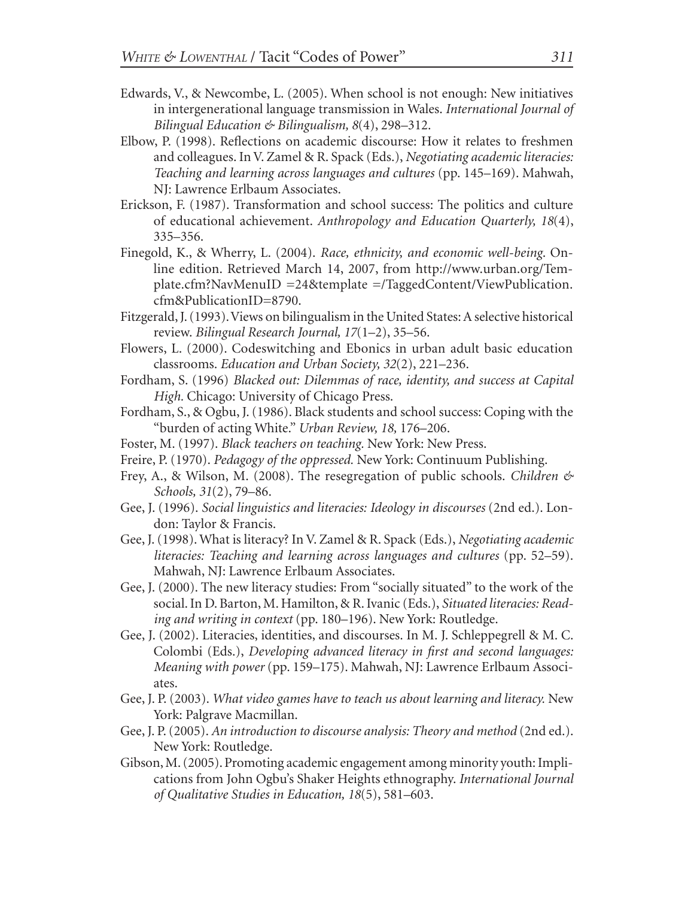Edwards, V., & Newcombe, L. (2005). When school is not enough: New initiatives in intergenerational language transmission in Wales. *International Journal of Bilingual Education & Bilingualism, 8*(4), 298–312.

Elbow, P. (1998). Reflections on academic discourse: How it relates to freshmen and colleagues. In V. Zamel & R. Spack (Eds.), *Negotiating academic literacies: Teaching and learning across languages and cultures* (pp. 145–169). Mahwah, NJ: Lawrence Erlbaum Associates.

Erickson, F. (1987). Transformation and school success: The politics and culture of educational achievement. *Anthropology and Education Quarterly, 18*(4), 335–356.

Finegold, K., & Wherry, L. (2004). *Race, ethnicity, and economic well-being.* Online edition. Retrieved March 14, 2007, from http://www.urban.org/Template.cfm?NavMenuID =24&template =/TaggedContent/ViewPublication.cfm&PublicationID=8790.

Fitzgerald, J. (1993). Views on bilingualism in the United States: A selective historical review. *Bilingual Research Journal, 17*(1–2), 35–56.

Flowers, L. (2000). Codeswitching and Ebonics in urban adult basic education classrooms. *Education and Urban Society, 32*(2), 221–236.

Fordham, S. (1996) *Blacked out: Dilemmas of race, identity, and success at Capital High.* Chicago: University of Chicago Press.

Fordham, S., & Ogbu, J. (1986). Black students and school success: Coping with the "burden of acting White." *Urban Review, 18,* 176–206.

Foster, M. (1997). *Black teachers on teaching.* New York: New Press.

Freire, P. (1970). *Pedagogy of the oppressed.* New York: Continuum Publishing.

Frey, A., & Wilson, M. (2008). The resegregation of public schools. *Children & Schools, 31*(2), 79–86.

Gee, J. (1996). *Social linguistics and literacies: Ideology in discourses* (2nd ed.). London: Taylor & Francis.

Gee, J. (1998). What is literacy? In V. Zamel & R. Spack (Eds.), *Negotiating academic literacies: Teaching and learning across languages and cultures* (pp. 52–59). Mahwah, NJ: Lawrence Erlbaum Associates.

Gee, J. (2000). The new literacy studies: From "socially situated" to the work of the social. In D. Barton, M. Hamilton, & R. Ivanic (Eds.), *Situated literacies: Reading and writing in context* (pp. 180–196). New York: Routledge.

Gee, J. (2002). Literacies, identities, and discourses. In M. J. Schleppegrell & M. C. Colombi (Eds.), *Developing advanced literacy in first and second languages: Meaning with power* (pp. 159–175). Mahwah, NJ: Lawrence Erlbaum Associates.

Gee, J. P. (2003). *What video games have to teach us about learning and literacy.* New York: Palgrave Macmillan.

Gee, J. P. (2005). *An introduction to discourse analysis: Theory and method* (2nd ed.). New York: Routledge.

Gibson, M. (2005). Promoting academic engagement among minority youth: Implications from John Ogbu's Shaker Heights ethnography. *International Journal of Qualitative Studies in Education, 18*(5), 581–603.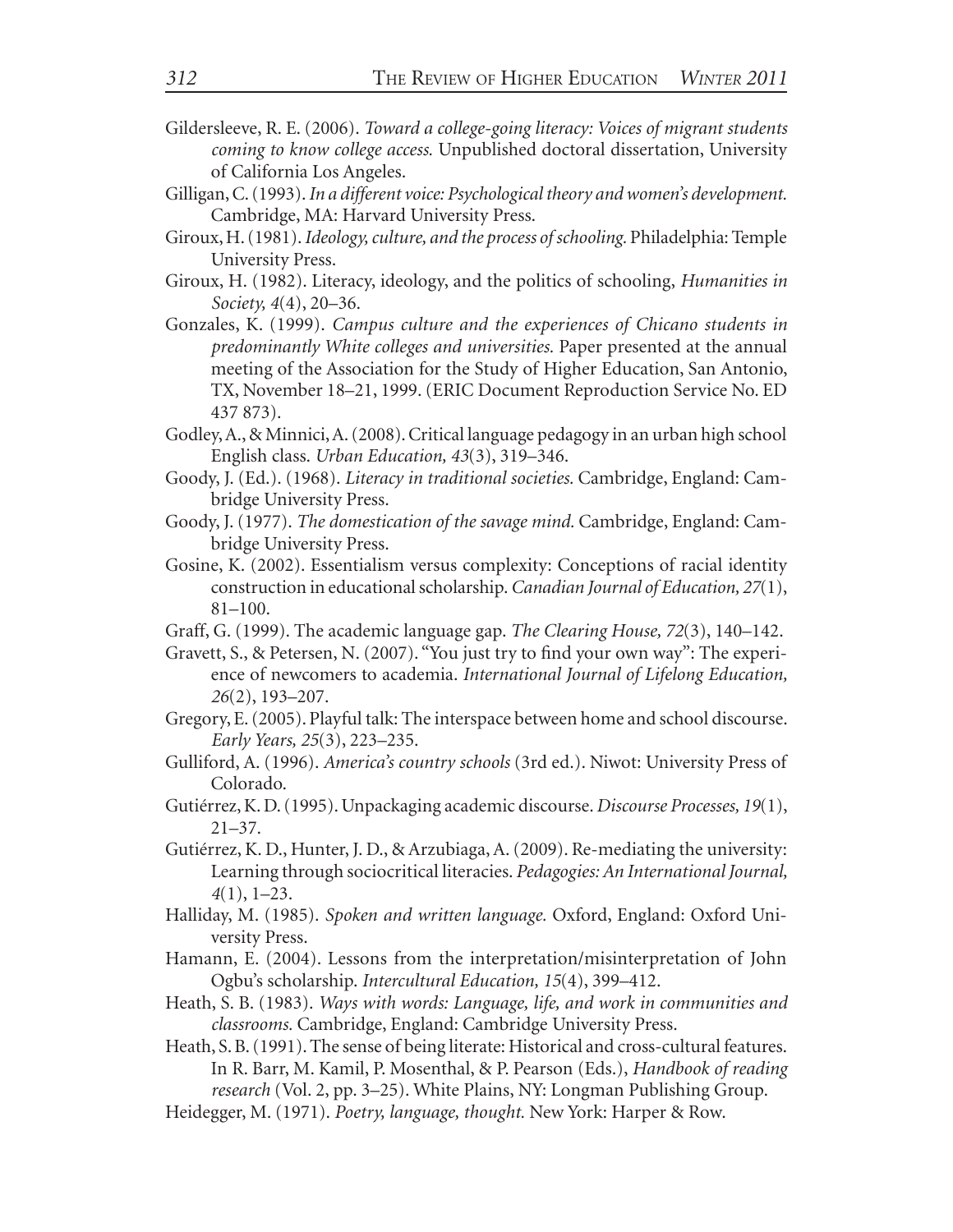Gildersleeve, R. E. (2006). *Toward a college-going literacy: Voices of migrant students coming to know college access.* Unpublished doctoral dissertation, University of California Los Angeles.

Gilligan, C. (1993). *In a different voice: Psychological theory and women's development.* Cambridge, MA: Harvard University Press.

Giroux, H. (1981). *Ideology, culture, and the process of schooling.* Philadelphia: Temple University Press.

Giroux, H. (1982). Literacy, ideology, and the politics of schooling, *Humanities in Society, 4*(4), 20–36.

Gonzales, K. (1999). *Campus culture and the experiences of Chicano students in predominantly White colleges and universities.* Paper presented at the annual meeting of the Association for the Study of Higher Education, San Antonio, TX, November 18–21, 1999. (ERIC Document Reproduction Service No. ED 437 873).

Godley, A., & Minnici, A. (2008). Critical language pedagogy in an urban high school English class. *Urban Education, 43*(3), 319–346.

Goody, J. (Ed.). (1968). *Literacy in traditional societies.* Cambridge, England: Cambridge University Press.

Goody, J. (1977). *The domestication of the savage mind.* Cambridge, England: Cambridge University Press.

Gosine, K. (2002). Essentialism versus complexity: Conceptions of racial identity construction in educational scholarship. *Canadian Journal of Education, 27*(1), 81–100.

Graff, G. (1999). The academic language gap. *The Clearing House, 72*(3), 140–142.

Gravett, S., & Petersen, N. (2007). "You just try to find your own way": The experience of newcomers to academia. *International Journal of Lifelong Education, 26*(2), 193–207.

Gregory, E. (2005). Playful talk: The interspace between home and school discourse. *Early Years, 25*(3), 223–235.

Gulliford, A. (1996). *America's country schools* (3rd ed.). Niwot: University Press of Colorado.

Gutiérrez, K. D. (1995). Unpackaging academic discourse. *Discourse Processes, 19*(1), 21–37.

Gutiérrez, K. D., Hunter, J. D., & Arzubiaga, A. (2009). Re-mediating the university: Learning through sociocritical literacies. *Pedagogies: An International Journal, 4*(1), 1–23.

Halliday, M. (1985). *Spoken and written language.* Oxford, England: Oxford University Press.

Hamann, E. (2004). Lessons from the interpretation/misinterpretation of John Ogbu's scholarship. *Intercultural Education, 15*(4), 399–412.

Heath, S. B. (1983). *Ways with words: Language, life, and work in communities and classrooms.* Cambridge, England: Cambridge University Press.

Heath, S. B. (1991). The sense of being literate: Historical and cross-cultural features. In R. Barr, M. Kamil, P. Mosenthal, & P. Pearson (Eds.), *Handbook of reading research* (Vol. 2, pp. 3–25). White Plains, NY: Longman Publishing Group.

Heidegger, M. (1971). *Poetry, language, thought.* New York: Harper & Row.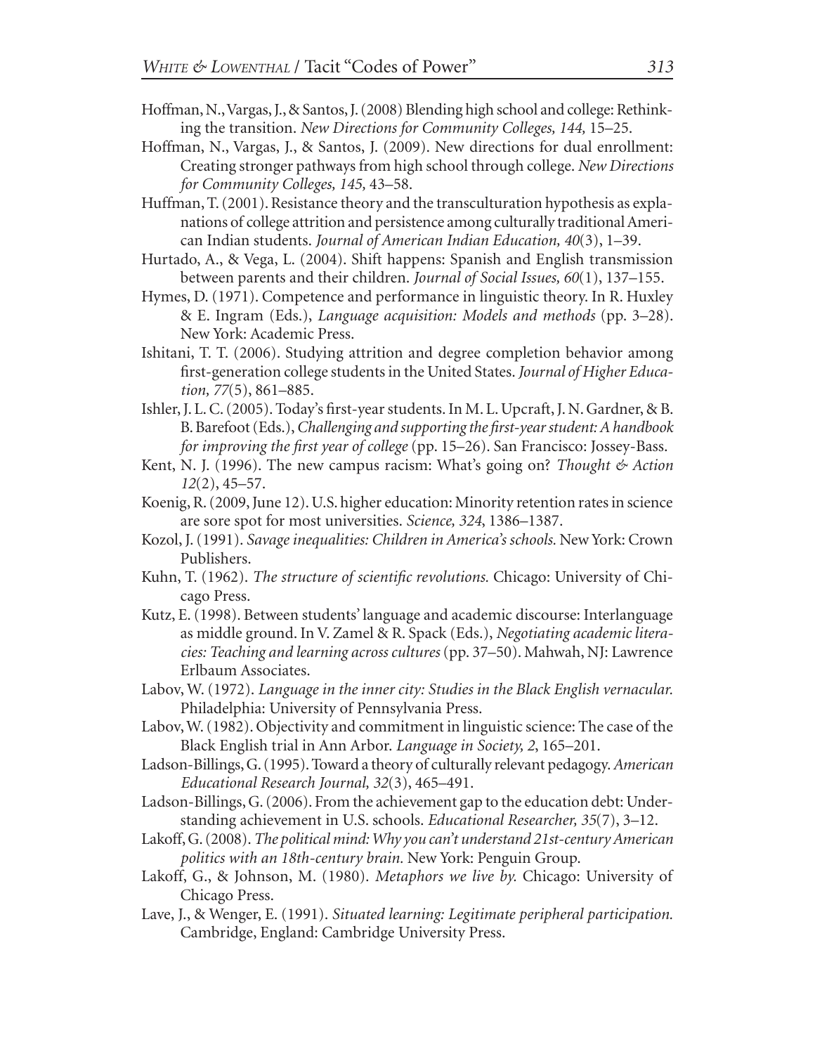Hoffman, N., Vargas, J., & Santos, J. (2008) Blending high school and college: Rethinking the transition. *New Directions for Community Colleges, 144,* 15–25.

Hoffman, N., Vargas, J., & Santos, J. (2009). New directions for dual enrollment: Creating stronger pathways from high school through college. *New Directions for Community Colleges, 145,* 43–58.

Huffman, T. (2001). Resistance theory and the transculturation hypothesis as explanations of college attrition and persistence among culturally traditional American Indian students. *Journal of American Indian Education, 40*(3), 1–39.

Hurtado, A., & Vega, L. (2004). Shift happens: Spanish and English transmission between parents and their children. *Journal of Social Issues, 60*(1), 137–155.

Hymes, D. (1971). Competence and performance in linguistic theory. In R. Huxley & E. Ingram (Eds.), *Language acquisition: Models and methods* (pp. 3–28). New York: Academic Press.

Ishitani, T. T. (2006). Studying attrition and degree completion behavior among first-generation college students in the United States. *Journal of Higher Education, 77*(5), 861–885.

Ishler, J. L. C. (2005). Today's first-year students. In M. L. Upcraft, J. N. Gardner, & B. B. Barefoot (Eds.), *Challenging and supporting the first-year student: A handbook for improving the first year of college* (pp. 15–26). San Francisco: Jossey-Bass.

Kent, N. J. (1996). The new campus racism: What's going on? *Thought & Action 12*(2), 45–57.

Koenig, R. (2009, June 12). U.S. higher education: Minority retention rates in science are sore spot for most universities. *Science, 324*, 1386–1387.

Kozol, J. (1991). *Savage inequalities: Children in America's schools.* New York: Crown Publishers.

Kuhn, T. (1962). *The structure of scientific revolutions.* Chicago: University of Chicago Press.

Kutz, E. (1998). Between students' language and academic discourse: Interlanguage as middle ground. In V. Zamel & R. Spack (Eds.), *Negotiating academic literacies: Teaching and learning across cultures* (pp. 37–50). Mahwah, NJ: Lawrence Erlbaum Associates.

Labov, W. (1972). *Language in the inner city: Studies in the Black English vernacular.* Philadelphia: University of Pennsylvania Press.

Labov, W. (1982). Objectivity and commitment in linguistic science: The case of the Black English trial in Ann Arbor. *Language in Society, 2*, 165–201.

Ladson-Billings, G. (1995). Toward a theory of culturally relevant pedagogy. *American Educational Research Journal, 32*(3), 465–491.

Ladson-Billings, G. (2006). From the achievement gap to the education debt: Understanding achievement in U.S. schools. *Educational Researcher, 35*(7), 3–12.

Lakoff, G. (2008). *The political mind: Why you can't understand 21st-century American politics with an 18th-century brain.* New York: Penguin Group.

Lakoff, G., & Johnson, M. (1980). *Metaphors we live by.* Chicago: University of Chicago Press.

Lave, J., & Wenger, E. (1991). *Situated learning: Legitimate peripheral participation.* Cambridge, England: Cambridge University Press.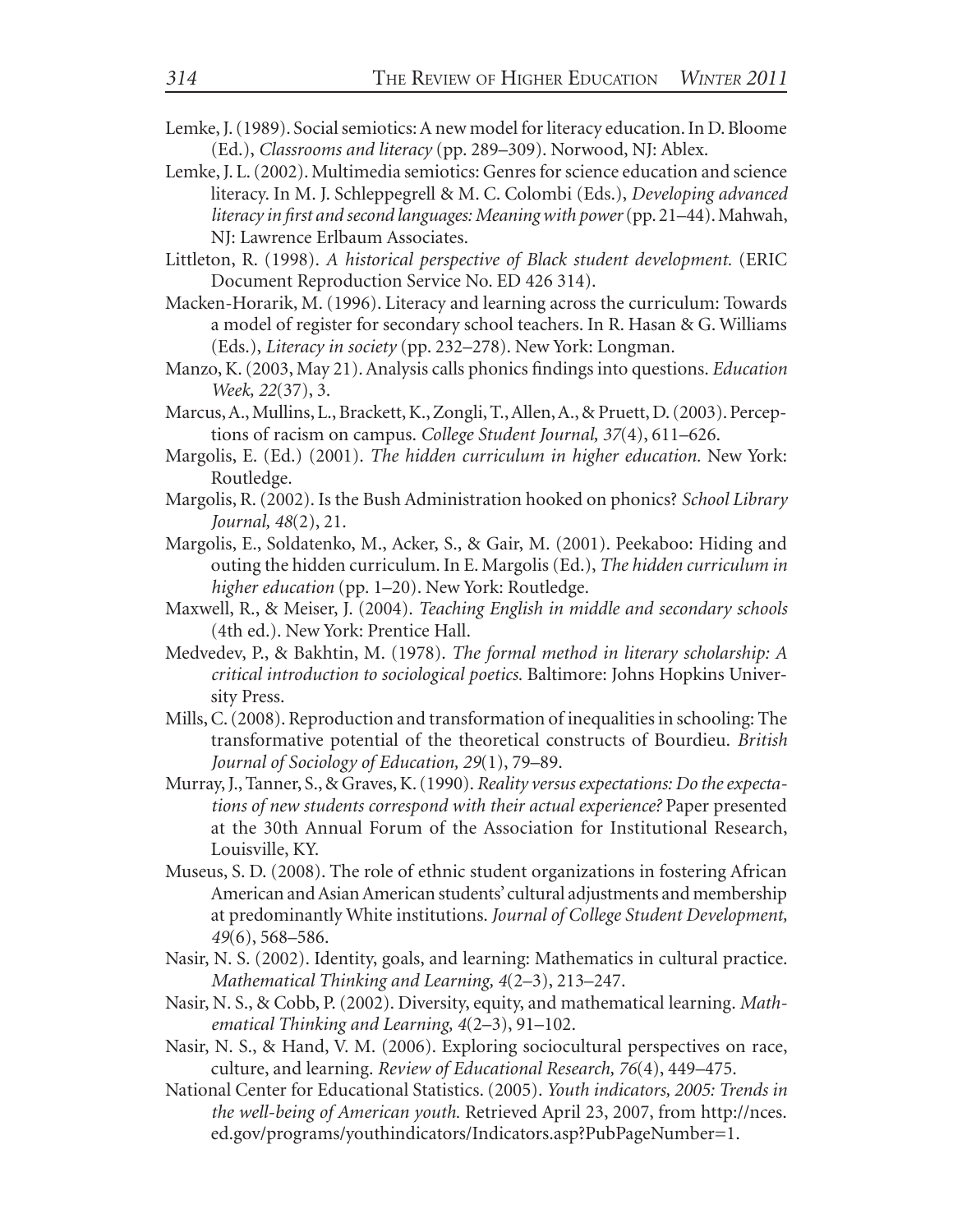Lemke, J. (1989). Social semiotics: A new model for literacy education. In D. Bloome (Ed.), *Classrooms and literacy* (pp. 289–309). Norwood, NJ: Ablex.

Lemke, J. L. (2002). Multimedia semiotics: Genres for science education and science literacy. In M. J. Schleppegrell & M. C. Colombi (Eds.), *Developing advanced literacy in first and second languages: Meaning with power* (pp. 21–44). Mahwah, NJ: Lawrence Erlbaum Associates.

Littleton, R. (1998). *A historical perspective of Black student development.* (ERIC Document Reproduction Service No. ED 426 314).

Macken-Horarik, M. (1996). Literacy and learning across the curriculum: Towards a model of register for secondary school teachers. In R. Hasan & G. Williams (Eds.), *Literacy in society* (pp. 232–278). New York: Longman.

Manzo, K. (2003, May 21). Analysis calls phonics findings into questions. *Education Week, 22*(37), 3.

Marcus, A., Mullins, L., Brackett, K., Zongli, T., Allen, A., & Pruett, D. (2003). Perceptions of racism on campus. *College Student Journal, 37*(4), 611–626.

Margolis, E. (Ed.) (2001). *The hidden curriculum in higher education.* New York: Routledge.

Margolis, R. (2002). Is the Bush Administration hooked on phonics? *School Library Journal, 48*(2), 21.

Margolis, E., Soldatenko, M., Acker, S., & Gair, M. (2001). Peekaboo: Hiding and outing the hidden curriculum. In E. Margolis (Ed.), *The hidden curriculum in higher education* (pp. 1–20). New York: Routledge.

Maxwell, R., & Meiser, J. (2004). *Teaching English in middle and secondary schools* (4th ed.). New York: Prentice Hall.

Medvedev, P., & Bakhtin, M. (1978). *The formal method in literary scholarship: A critical introduction to sociological poetics.* Baltimore: Johns Hopkins University Press.

Mills, C. (2008). Reproduction and transformation of inequalities in schooling: The transformative potential of the theoretical constructs of Bourdieu. *British Journal of Sociology of Education, 29*(1), 79–89.

Murray, J., Tanner, S., & Graves, K. (1990). *Reality versus expectations: Do the expectations of new students correspond with their actual experience?* Paper presented at the 30th Annual Forum of the Association for Institutional Research, Louisville, KY.

Museus, S. D. (2008). The role of ethnic student organizations in fostering African American and Asian American students' cultural adjustments and membership at predominantly White institutions. *Journal of College Student Development, 49*(6), 568–586.

Nasir, N. S. (2002). Identity, goals, and learning: Mathematics in cultural practice. *Mathematical Thinking and Learning, 4*(2–3), 213–247.

Nasir, N. S., & Cobb, P. (2002). Diversity, equity, and mathematical learning. *Mathematical Thinking and Learning, 4*(2–3), 91–102.

Nasir, N. S., & Hand, V. M. (2006). Exploring sociocultural perspectives on race, culture, and learning. *Review of Educational Research, 76*(4), 449–475.

National Center for Educational Statistics. (2005). *Youth indicators, 2005: Trends in the well-being of American youth.* Retrieved April 23, 2007, from http://nces.ed.gov/programs/youthindicators/Indicators.asp?PubPageNumber=1.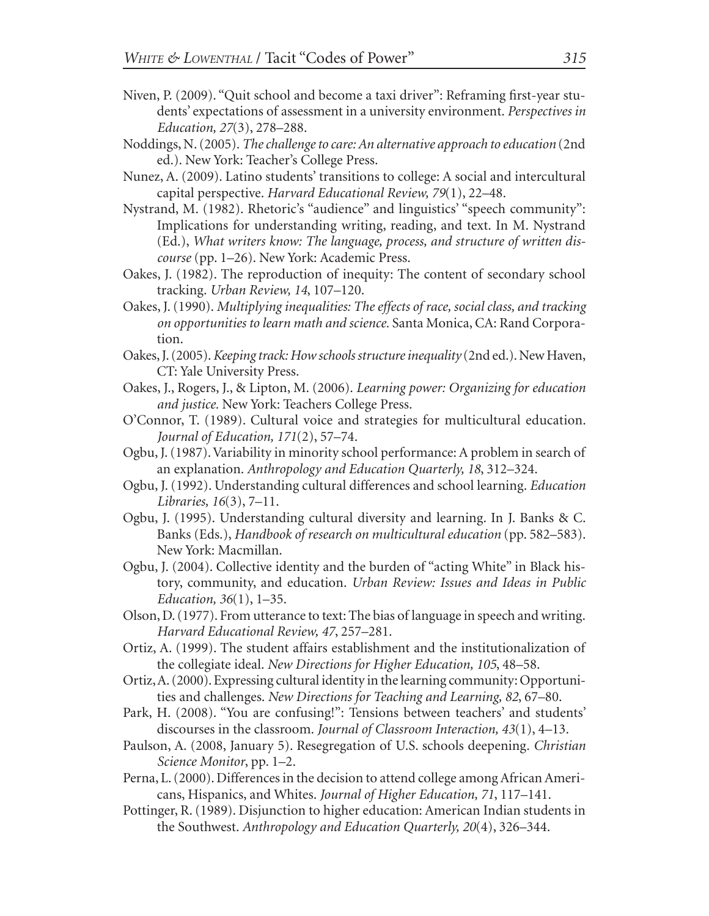Niven, P. (2009). "Quit school and become a taxi driver": Reframing first-year students' expectations of assessment in a university environment. *Perspectives in Education, 27*(3), 278–288.

Noddings, N. (2005). *The challenge to care: An alternative approach to education* (2nd ed.). New York: Teacher's College Press.

Nunez, A. (2009). Latino students' transitions to college: A social and intercultural capital perspective. *Harvard Educational Review, 79*(1), 22–48.

Nystrand, M. (1982). Rhetoric's "audience" and linguistics' "speech community": Implications for understanding writing, reading, and text. In M. Nystrand (Ed.), *What writers know: The language, process, and structure of written discourse* (pp. 1–26). New York: Academic Press.

Oakes, J. (1982). The reproduction of inequity: The content of secondary school tracking. *Urban Review, 14*, 107–120.

Oakes, J. (1990). *Multiplying inequalities: The effects of race, social class, and tracking on opportunities to learn math and science.* Santa Monica, CA: Rand Corporation.

Oakes, J. (2005). *Keeping track: How schools structure inequality* (2nd ed.). New Haven, CT: Yale University Press.

Oakes, J., Rogers, J., & Lipton, M. (2006). *Learning power: Organizing for education and justice.* New York: Teachers College Press.

O'Connor, T. (1989). Cultural voice and strategies for multicultural education. *Journal of Education, 171*(2), 57–74.

Ogbu, J. (1987). Variability in minority school performance: A problem in search of an explanation. *Anthropology and Education Quarterly, 18*, 312–324.

Ogbu, J. (1992). Understanding cultural differences and school learning. *Education Libraries, 16*(3), 7–11.

Ogbu, J. (1995). Understanding cultural diversity and learning. In J. Banks & C. Banks (Eds.), *Handbook of research on multicultural education* (pp. 582–583). New York: Macmillan.

Ogbu, J. (2004). Collective identity and the burden of "acting White" in Black history, community, and education. *Urban Review: Issues and Ideas in Public Education, 36*(1), 1–35.

Olson, D. (1977). From utterance to text: The bias of language in speech and writing. *Harvard Educational Review, 47*, 257–281.

Ortiz, A. (1999). The student affairs establishment and the institutionalization of the collegiate ideal. *New Directions for Higher Education, 105*, 48–58.

Ortiz, A. (2000). Expressing cultural identity in the learning community: Opportunities and challenges. *New Directions for Teaching and Learning, 82*, 67–80.

Park, H. (2008). "You are confusing!": Tensions between teachers' and students' discourses in the classroom. *Journal of Classroom Interaction, 43*(1), 4–13.

Paulson, A. (2008, January 5). Resegregation of U.S. schools deepening. *Christian Science Monitor*, pp. 1–2.

Perna, L. (2000). Differences in the decision to attend college among African Americans, Hispanics, and Whites. *Journal of Higher Education, 71*, 117–141.

Pottinger, R. (1989). Disjunction to higher education: American Indian students in the Southwest. *Anthropology and Education Quarterly, 20*(4), 326–344.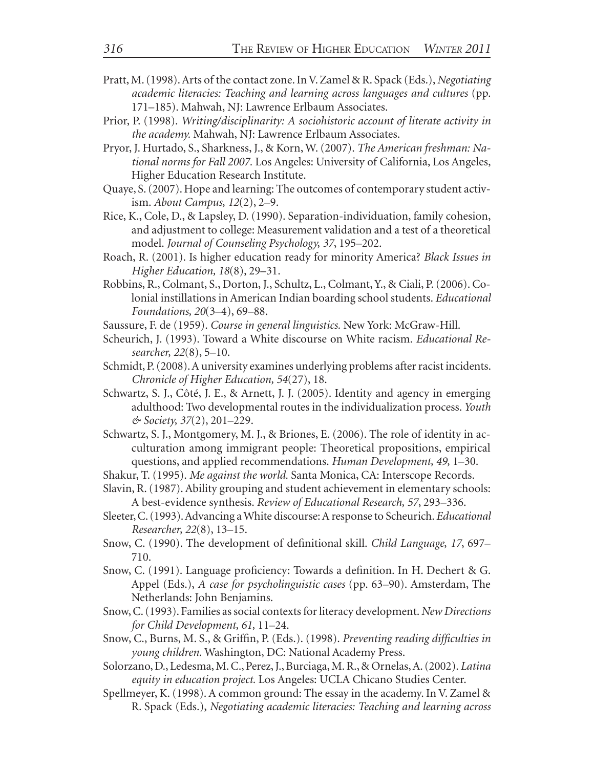Pratt, M. (1998). Arts of the contact zone. In V. Zamel & R. Spack (Eds.), *Negotiating academic literacies: Teaching and learning across languages and cultures* (pp. 171–185). Mahwah, NJ: Lawrence Erlbaum Associates.

Prior, P. (1998). *Writing/disciplinarity: A sociohistoric account of literate activity in the academy.* Mahwah, NJ: Lawrence Erlbaum Associates.

Pryor, J. Hurtado, S., Sharkness, J., & Korn, W. (2007). *The American freshman: National norms for Fall 2007.* Los Angeles: University of California, Los Angeles, Higher Education Research Institute.

Quaye, S. (2007). Hope and learning: The outcomes of contemporary student activism. *About Campus, 12*(2), 2–9.

Rice, K., Cole, D., & Lapsley, D. (1990). Separation-individuation, family cohesion, and adjustment to college: Measurement validation and a test of a theoretical model. *Journal of Counseling Psychology, 37*, 195–202.

Roach, R. (2001). Is higher education ready for minority America? *Black Issues in Higher Education, 18*(8), 29–31.

Robbins, R., Colmant, S., Dorton, J., Schultz, L., Colmant, Y., & Ciali, P. (2006). Colonial instillations in American Indian boarding school students. *Educational Foundations, 20*(3–4), 69–88.

Saussure, F. de (1959). *Course in general linguistics.* New York: McGraw-Hill.

Scheurich, J. (1993). Toward a White discourse on White racism. *Educational Researcher, 22*(8), 5–10.

Schmidt, P. (2008). A university examines underlying problems after racist incidents. *Chronicle of Higher Education, 54*(27), 18.

Schwartz, S. J., Côté, J. E., & Arnett, J. J. (2005). Identity and agency in emerging adulthood: Two developmental routes in the individualization process. *Youth & Society, 37*(2), 201–229.

Schwartz, S. J., Montgomery, M. J., & Briones, E. (2006). The role of identity in acculturation among immigrant people: Theoretical propositions, empirical questions, and applied recommendations. *Human Development, 49,* 1–30.

Shakur, T. (1995). *Me against the world.* Santa Monica, CA: Interscope Records.

Slavin, R. (1987). Ability grouping and student achievement in elementary schools: A best-evidence synthesis. *Review of Educational Research, 57*, 293–336.

Sleeter, C. (1993). Advancing a White discourse: A response to Scheurich. *Educational Researcher, 22*(8), 13–15.

Snow, C. (1990). The development of definitional skill. *Child Language, 17*, 697–710.

Snow, C. (1991). Language proficiency: Towards a definition. In H. Dechert & G. Appel (Eds.), *A case for psycholinguistic cases* (pp. 63–90). Amsterdam, The Netherlands: John Benjamins.

Snow, C. (1993). Families as social contexts for literacy development. *New Directions for Child Development, 61,* 11–24.

Snow, C., Burns, M. S., & Griffin, P. (Eds.). (1998). *Preventing reading difficulties in young children.* Washington, DC: National Academy Press.

Solorzano, D., Ledesma, M. C., Perez, J., Burciaga, M. R., & Ornelas, A. (2002). *Latina equity in education project.* Los Angeles: UCLA Chicano Studies Center.

Spellmeyer, K. (1998). A common ground: The essay in the academy. In V. Zamel & R. Spack (Eds.), *Negotiating academic literacies: Teaching and learning across*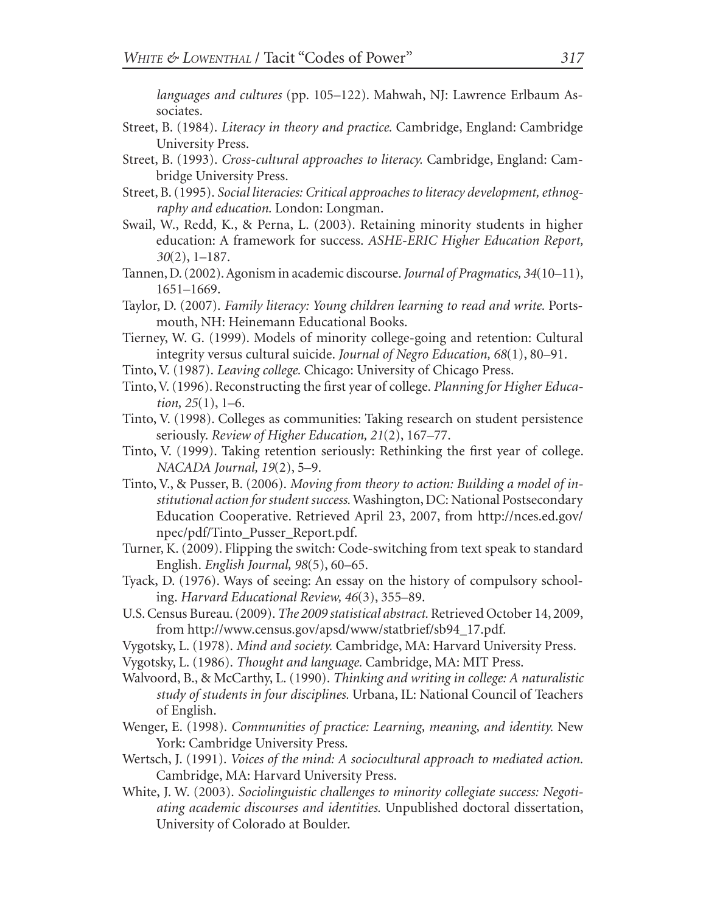*languages and cultures* (pp. 105–122). Mahwah, NJ: Lawrence Erlbaum Associates.

Street, B. (1984). *Literacy in theory and practice.* Cambridge, England: Cambridge University Press.

Street, B. (1993). *Cross-cultural approaches to literacy.* Cambridge, England: Cambridge University Press.

Street, B. (1995). *Social literacies: Critical approaches to literacy development, ethnography and education.* London: Longman.

Swail, W., Redd, K., & Perna, L. (2003). Retaining minority students in higher education: A framework for success. *ASHE-ERIC Higher Education Report, 30*(2), 1–187.

Tannen, D. (2002). Agonism in academic discourse. *Journal of Pragmatics, 34*(10–11), 1651–1669.

Taylor, D. (2007). *Family literacy: Young children learning to read and write.* Portsmouth, NH: Heinemann Educational Books.

Tierney, W. G. (1999). Models of minority college-going and retention: Cultural integrity versus cultural suicide. *Journal of Negro Education, 68*(1), 80–91.

Tinto, V. (1987). *Leaving college.* Chicago: University of Chicago Press.

Tinto, V. (1996). Reconstructing the first year of college. *Planning for Higher Education, 25*(1), 1–6.

Tinto, V. (1998). Colleges as communities: Taking research on student persistence seriously. *Review of Higher Education, 21*(2), 167–77.

Tinto, V. (1999). Taking retention seriously: Rethinking the first year of college. *NACADA Journal, 19*(2), 5–9.

Tinto, V., & Pusser, B. (2006). *Moving from theory to action: Building a model of institutional action for student success.* Washington, DC: National Postsecondary Education Cooperative. Retrieved April 23, 2007, from http://nces.ed.gov/npec/pdf/Tinto_Pusser_Report.pdf.

Turner, K. (2009). Flipping the switch: Code-switching from text speak to standard English. *English Journal, 98*(5), 60–65.

Tyack, D. (1976). Ways of seeing: An essay on the history of compulsory schooling. *Harvard Educational Review, 46*(3), 355–89.

U.S. Census Bureau. (2009). *The 2009 statistical abstract.* Retrieved October 14, 2009, from http://www.census.gov/apsd/www/statbrief/sb94_17.pdf.

Vygotsky, L. (1978). *Mind and society.* Cambridge, MA: Harvard University Press.

Vygotsky, L. (1986). *Thought and language.* Cambridge, MA: MIT Press.

Walvoord, B., & McCarthy, L. (1990). *Thinking and writing in college: A naturalistic study of students in four disciplines.* Urbana, IL: National Council of Teachers of English.

Wenger, E. (1998). *Communities of practice: Learning, meaning, and identity.* New York: Cambridge University Press.

Wertsch, J. (1991). *Voices of the mind: A sociocultural approach to mediated action.* Cambridge, MA: Harvard University Press.

White, J. W. (2003). *Sociolinguistic challenges to minority collegiate success: Negotiating academic discourses and identities.* Unpublished doctoral dissertation, University of Colorado at Boulder.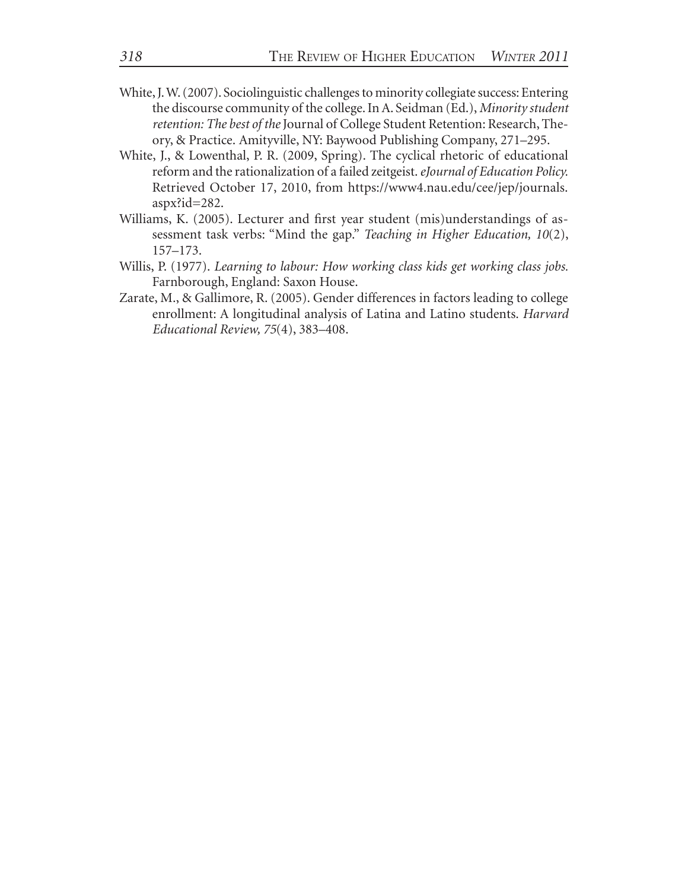White, J. W. (2007). Sociolinguistic challenges to minority collegiate success: Entering the discourse community of the college. In A. Seidman (Ed.), *Minority student retention: The best of the* Journal of College Student Retention: Research, Theory, & Practice. Amityville, NY: Baywood Publishing Company, 271–295.

White, J., & Lowenthal, P. R. (2009, Spring). The cyclical rhetoric of educational reform and the rationalization of a failed zeitgeist. *eJournal of Education Policy.* Retrieved October 17, 2010, from https://www4.nau.edu/cee/jep/journals.aspx?id=282.

Williams, K. (2005). Lecturer and first year student (mis)understandings of assessment task verbs: "Mind the gap." *Teaching in Higher Education, 10*(2), 157–173.

Willis, P. (1977). *Learning to labour: How working class kids get working class jobs.* Farnborough, England: Saxon House.

Zarate, M., & Gallimore, R. (2005). Gender differences in factors leading to college enrollment: A longitudinal analysis of Latina and Latino students. *Harvard Educational Review, 75*(4), 383–408.